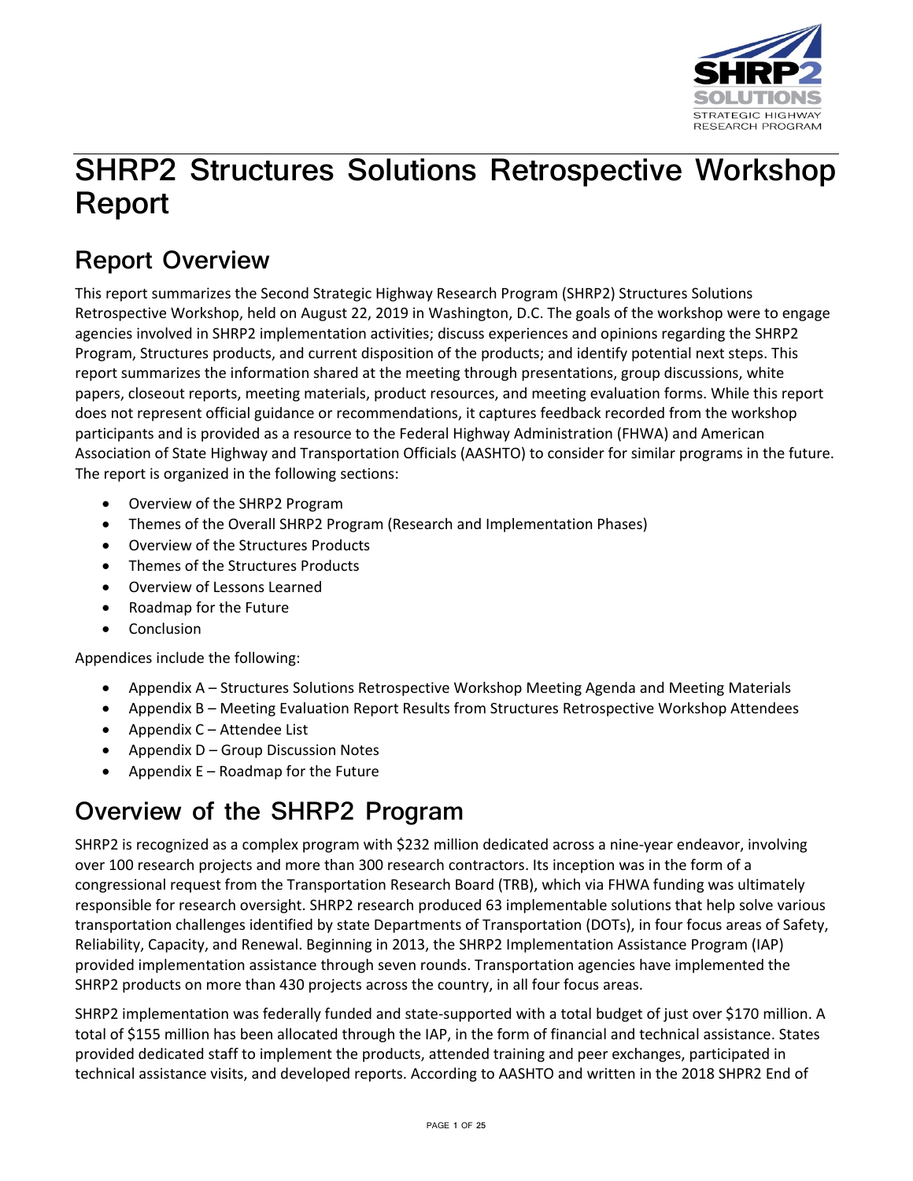# SHRP2 Structures Solutions Retrospective Workshop Report

## Report Overview

This report summarizes the Second Strategic Highway Research Program (SHRP2) Structures Solutions Retrospective Workshop, held on August 22, 2019 in Washington, D.C. The goals of the workshop were to engage agencies involved in SHRP2 implementation activities; discuss experiences and opinions regarding the SHRP2 Program, Structures products, and current disposition of the products; and identify potential next steps. This report summarizes the information shared at the meeting through presentations, group discussions, white papers, closeout reports, meeting materials, product resources, and meeting evaluation forms. While this report does not represent official guidance or recommendations, it captures feedback recorded from the workshop participants and is provided as a resource to the Federal Highway Administration (FHWA) and American Association of State Highway and Transportation Officials (AASHTO) to consider for similar programs in the future. The report is organized in the following sections:

- Overview of the SHRP2 Program
- Themes of the Overall SHRP2 Program (Research and Implementation Phases)
- Overview of the Structures Products
- Themes of the Structures Products
- Overview of Lessons Learned
- Roadmap for the Future
- Conclusion

Appendices include the following:

- Appendix A – Structures Solutions Retrospective Workshop Meeting Agenda and Meeting Materials
- Appendix B – Meeting Evaluation Report Results from Structures Retrospective Workshop Attendees
- Appendix C – Attendee List
- Appendix D – Group Discussion Notes
- Appendix E – Roadmap for the Future

## Overview of the SHRP2 Program

SHRP2 is recognized as a complex program with $232 million dedicated across a nine-year endeavor, involving over 100 research projects and more than 300 research contractors. Its inception was in the form of a congressional request from the Transportation Research Board (TRB), which via FHWA funding was ultimately responsible for research oversight. SHRP2 research produced 63 implementable solutions that help solve various transportation challenges identified by state Departments of Transportation (DOTs), in four focus areas of Safety, Reliability, Capacity, and Renewal. Beginning in 2013, the SHRP2 Implementation Assistance Program (IAP) provided implementation assistance through seven rounds. Transportation agencies have implemented the SHRP2 products on more than 430 projects across the country, in all four focus areas.

SHRP2 implementation was federally funded and state-supported with a total budget of just over $170 million. A total of $155 million has been allocated through the IAP, in the form of financial and technical assistance. States provided dedicated staff to implement the products, attended training and peer exchanges, participated in technical assistance visits, and developed reports. According to AASHTO and written in the 2018 SHPR2 End of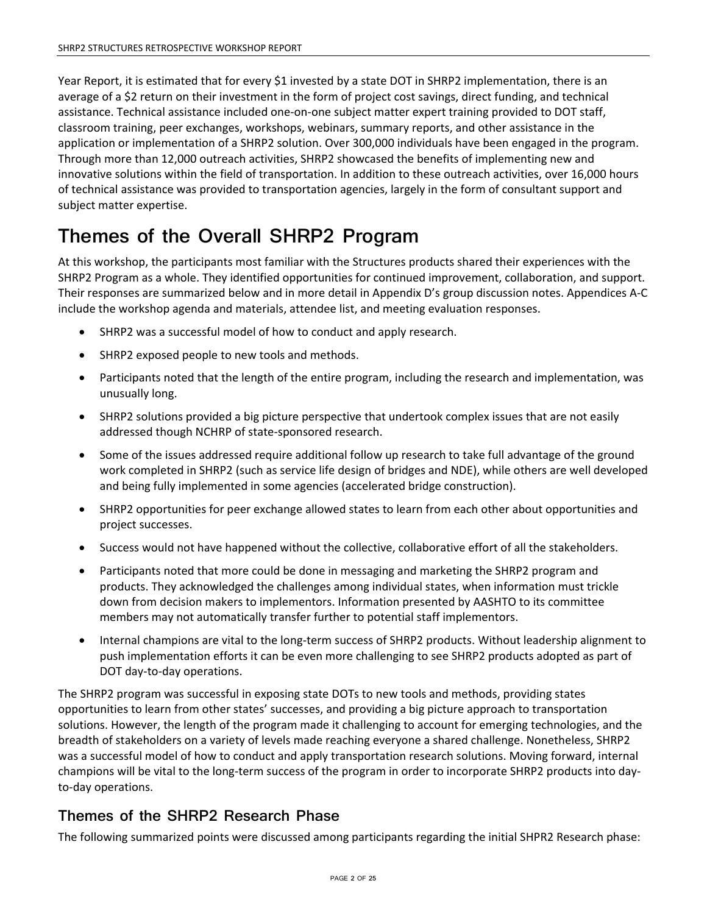Year Report, it is estimated that for every $1 invested by a state DOT in SHRP2 implementation, there is an average of a $2 return on their investment in the form of project cost savings, direct funding, and technical assistance. Technical assistance included one-on-one subject matter expert training provided to DOT staff, classroom training, peer exchanges, workshops, webinars, summary reports, and other assistance in the application or implementation of a SHRP2 solution. Over 300,000 individuals have been engaged in the program. Through more than 12,000 outreach activities, SHRP2 showcased the benefits of implementing new and innovative solutions within the field of transportation. In addition to these outreach activities, over 16,000 hours of technical assistance was provided to transportation agencies, largely in the form of consultant support and subject matter expertise.

# Themes of the Overall SHRP2 Program

At this workshop, the participants most familiar with the Structures products shared their experiences with the SHRP2 Program as a whole. They identified opportunities for continued improvement, collaboration, and support. Their responses are summarized below and in more detail in Appendix D's group discussion notes. Appendices A-C include the workshop agenda and materials, attendee list, and meeting evaluation responses.

- SHRP2 was a successful model of how to conduct and apply research.
- SHRP2 exposed people to new tools and methods.
- Participants noted that the length of the entire program, including the research and implementation, was unusually long.
- SHRP2 solutions provided a big picture perspective that undertook complex issues that are not easily addressed though NCHRP of state-sponsored research.
- Some of the issues addressed require additional follow up research to take full advantage of the ground work completed in SHRP2 (such as service life design of bridges and NDE), while others are well developed and being fully implemented in some agencies (accelerated bridge construction).
- SHRP2 opportunities for peer exchange allowed states to learn from each other about opportunities and project successes.
- Success would not have happened without the collective, collaborative effort of all the stakeholders.
- Participants noted that more could be done in messaging and marketing the SHRP2 program and products. They acknowledged the challenges among individual states, when information must trickle down from decision makers to implementors. Information presented by AASHTO to its committee members may not automatically transfer further to potential staff implementors.
- Internal champions are vital to the long-term success of SHRP2 products. Without leadership alignment to push implementation efforts it can be even more challenging to see SHRP2 products adopted as part of DOT day-to-day operations.

The SHRP2 program was successful in exposing state DOTs to new tools and methods, providing states opportunities to learn from other states' successes, and providing a big picture approach to transportation solutions. However, the length of the program made it challenging to account for emerging technologies, and the breadth of stakeholders on a variety of levels made reaching everyone a shared challenge. Nonetheless, SHRP2 was a successful model of how to conduct and apply transportation research solutions. Moving forward, internal champions will be vital to the long-term success of the program in order to incorporate SHRP2 products into day-to-day operations.

## Themes of the SHRP2 Research Phase

The following summarized points were discussed among participants regarding the initial SHPR2 Research phase: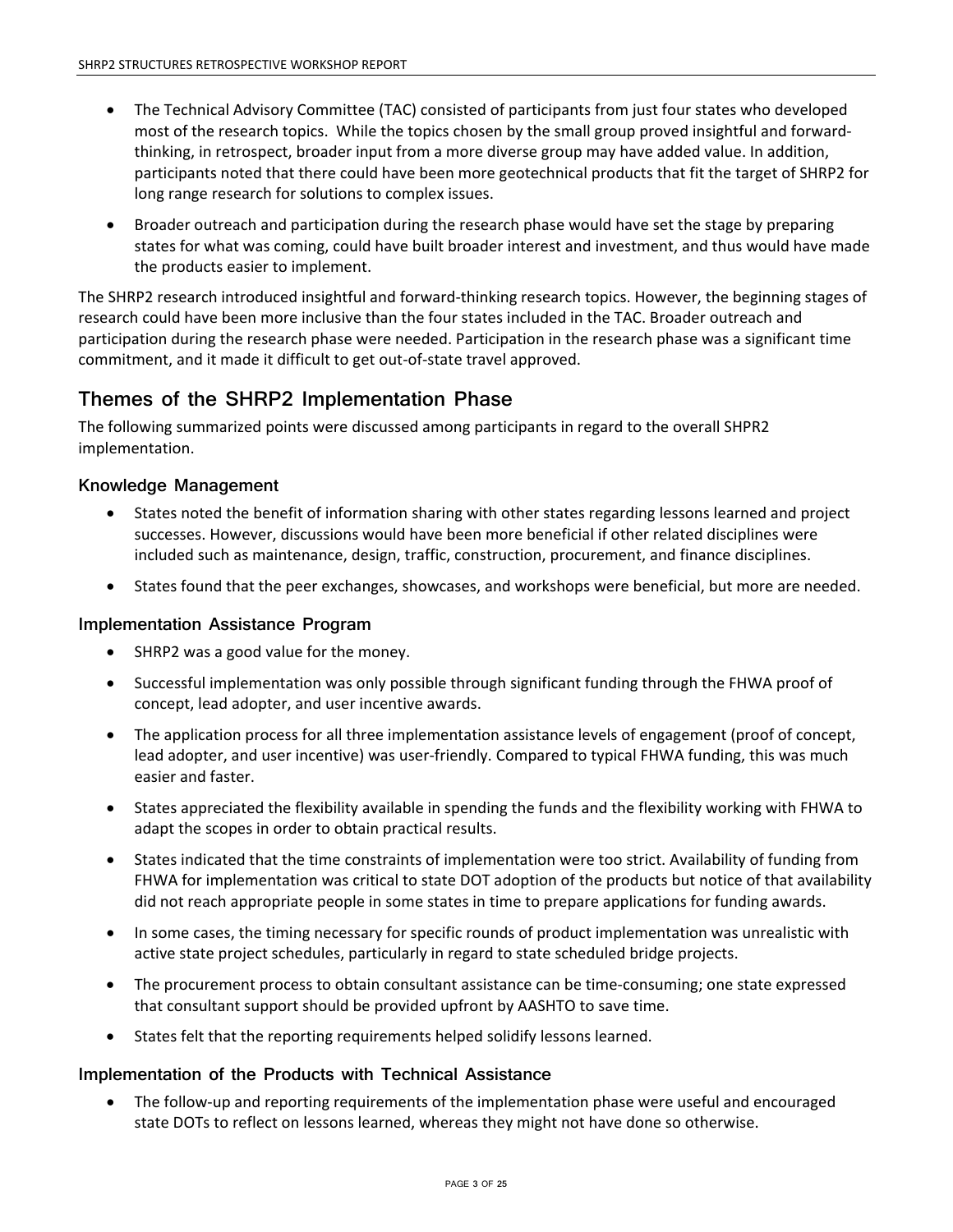- The Technical Advisory Committee (TAC) consisted of participants from just four states who developed most of the research topics. While the topics chosen by the small group proved insightful and forward-thinking, in retrospect, broader input from a more diverse group may have added value. In addition, participants noted that there could have been more geotechnical products that fit the target of SHRP2 for long range research for solutions to complex issues.
- Broader outreach and participation during the research phase would have set the stage by preparing states for what was coming, could have built broader interest and investment, and thus would have made the products easier to implement.

The SHRP2 research introduced insightful and forward-thinking research topics. However, the beginning stages of research could have been more inclusive than the four states included in the TAC. Broader outreach and participation during the research phase were needed. Participation in the research phase was a significant time commitment, and it made it difficult to get out-of-state travel approved.

## Themes of the SHRP2 Implementation Phase

The following summarized points were discussed among participants in regard to the overall SHPR2 implementation.

### Knowledge Management

- States noted the benefit of information sharing with other states regarding lessons learned and project successes. However, discussions would have been more beneficial if other related disciplines were included such as maintenance, design, traffic, construction, procurement, and finance disciplines.
- States found that the peer exchanges, showcases, and workshops were beneficial, but more are needed.

### Implementation Assistance Program

- SHRP2 was a good value for the money.
- Successful implementation was only possible through significant funding through the FHWA proof of concept, lead adopter, and user incentive awards.
- The application process for all three implementation assistance levels of engagement (proof of concept, lead adopter, and user incentive) was user-friendly. Compared to typical FHWA funding, this was much easier and faster.
- States appreciated the flexibility available in spending the funds and the flexibility working with FHWA to adapt the scopes in order to obtain practical results.
- States indicated that the time constraints of implementation were too strict. Availability of funding from FHWA for implementation was critical to state DOT adoption of the products but notice of that availability did not reach appropriate people in some states in time to prepare applications for funding awards.
- In some cases, the timing necessary for specific rounds of product implementation was unrealistic with active state project schedules, particularly in regard to state scheduled bridge projects.
- The procurement process to obtain consultant assistance can be time-consuming; one state expressed that consultant support should be provided upfront by AASHTO to save time.
- States felt that the reporting requirements helped solidify lessons learned.

### Implementation of the Products with Technical Assistance

- The follow-up and reporting requirements of the implementation phase were useful and encouraged state DOTs to reflect on lessons learned, whereas they might not have done so otherwise.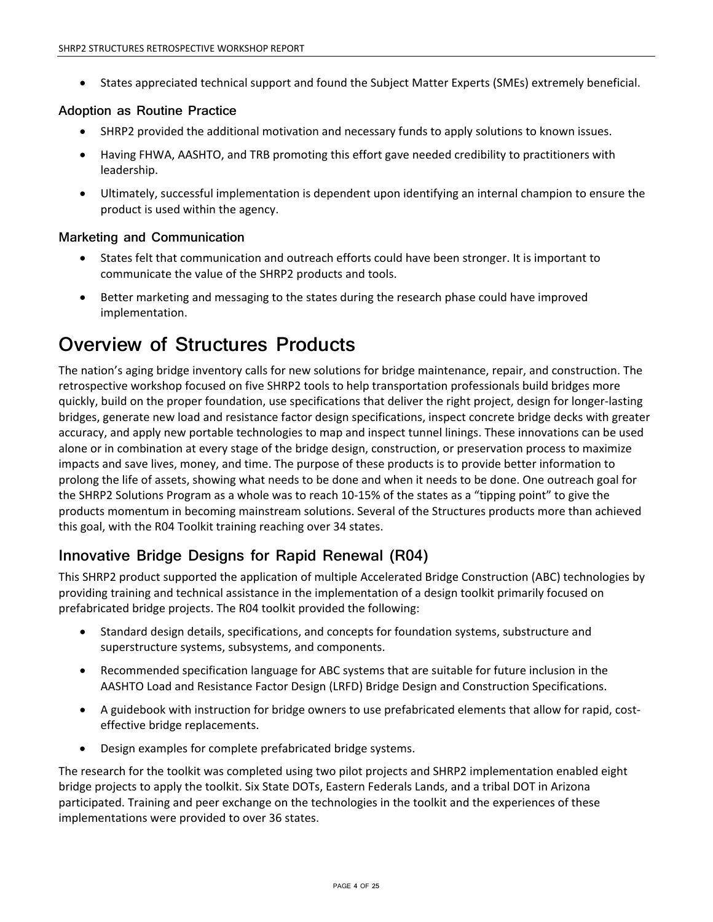- States appreciated technical support and found the Subject Matter Experts (SMEs) extremely beneficial.

### Adoption as Routine Practice

- SHRP2 provided the additional motivation and necessary funds to apply solutions to known issues.
- Having FHWA, AASHTO, and TRB promoting this effort gave needed credibility to practitioners with leadership.
- Ultimately, successful implementation is dependent upon identifying an internal champion to ensure the product is used within the agency.

### Marketing and Communication

- States felt that communication and outreach efforts could have been stronger. It is important to communicate the value of the SHRP2 products and tools.
- Better marketing and messaging to the states during the research phase could have improved implementation.

# Overview of Structures Products

The nation's aging bridge inventory calls for new solutions for bridge maintenance, repair, and construction. The retrospective workshop focused on five SHRP2 tools to help transportation professionals build bridges more quickly, build on the proper foundation, use specifications that deliver the right project, design for longer-lasting bridges, generate new load and resistance factor design specifications, inspect concrete bridge decks with greater accuracy, and apply new portable technologies to map and inspect tunnel linings. These innovations can be used alone or in combination at every stage of the bridge design, construction, or preservation process to maximize impacts and save lives, money, and time. The purpose of these products is to provide better information to prolong the life of assets, showing what needs to be done and when it needs to be done. One outreach goal for the SHRP2 Solutions Program as a whole was to reach 10-15% of the states as a "tipping point" to give the products momentum in becoming mainstream solutions. Several of the Structures products more than achieved this goal, with the R04 Toolkit training reaching over 34 states.

## Innovative Bridge Designs for Rapid Renewal (R04)

This SHRP2 product supported the application of multiple Accelerated Bridge Construction (ABC) technologies by providing training and technical assistance in the implementation of a design toolkit primarily focused on prefabricated bridge projects. The R04 toolkit provided the following:

- Standard design details, specifications, and concepts for foundation systems, substructure and superstructure systems, subsystems, and components.
- Recommended specification language for ABC systems that are suitable for future inclusion in the AASHTO Load and Resistance Factor Design (LRFD) Bridge Design and Construction Specifications.
- A guidebook with instruction for bridge owners to use prefabricated elements that allow for rapid, cost-effective bridge replacements.
- Design examples for complete prefabricated bridge systems.

The research for the toolkit was completed using two pilot projects and SHRP2 implementation enabled eight bridge projects to apply the toolkit. Six State DOTs, Eastern Federals Lands, and a tribal DOT in Arizona participated. Training and peer exchange on the technologies in the toolkit and the experiences of these implementations were provided to over 36 states.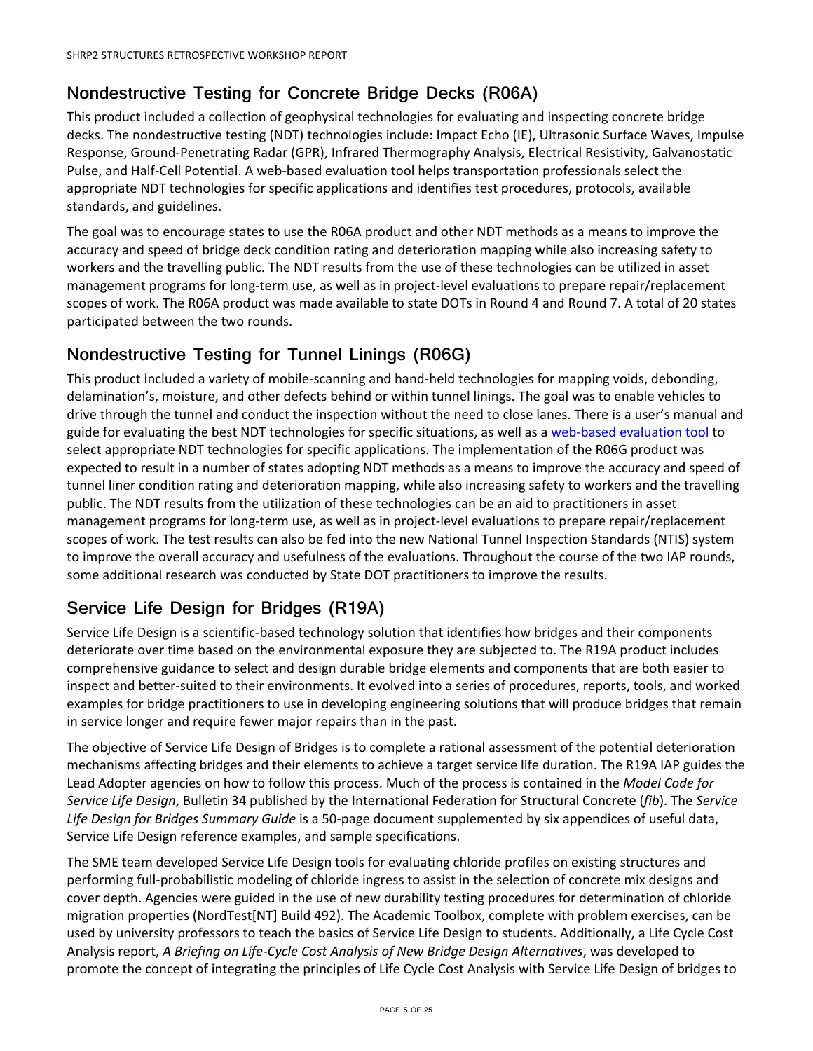## Nondestructive Testing for Concrete Bridge Decks (R06A)

This product included a collection of geophysical technologies for evaluating and inspecting concrete bridge decks. The nondestructive testing (NDT) technologies include: Impact Echo (IE), Ultrasonic Surface Waves, Impulse Response, Ground-Penetrating Radar (GPR), Infrared Thermography Analysis, Electrical Resistivity, Galvanostatic Pulse, and Half-Cell Potential. A web-based evaluation tool helps transportation professionals select the appropriate NDT technologies for specific applications and identifies test procedures, protocols, available standards, and guidelines.

The goal was to encourage states to use the R06A product and other NDT methods as a means to improve the accuracy and speed of bridge deck condition rating and deterioration mapping while also increasing safety to workers and the travelling public. The NDT results from the use of these technologies can be utilized in asset management programs for long-term use, as well as in project-level evaluations to prepare repair/replacement scopes of work. The R06A product was made available to state DOTs in Round 4 and Round 7. A total of 20 states participated between the two rounds.

## Nondestructive Testing for Tunnel Linings (R06G)

This product included a variety of mobile-scanning and hand-held technologies for mapping voids, debonding, delamination's, moisture, and other defects behind or within tunnel linings. The goal was to enable vehicles to drive through the tunnel and conduct the inspection without the need to close lanes. There is a user's manual and guide for evaluating the best NDT technologies for specific situations, as well as a web-based evaluation tool to select appropriate NDT technologies for specific applications. The implementation of the R06G product was expected to result in a number of states adopting NDT methods as a means to improve the accuracy and speed of tunnel liner condition rating and deterioration mapping, while also increasing safety to workers and the travelling public. The NDT results from the utilization of these technologies can be an aid to practitioners in asset management programs for long-term use, as well as in project-level evaluations to prepare repair/replacement scopes of work. The test results can also be fed into the new National Tunnel Inspection Standards (NTIS) system to improve the overall accuracy and usefulness of the evaluations. Throughout the course of the two IAP rounds, some additional research was conducted by State DOT practitioners to improve the results.

## Service Life Design for Bridges (R19A)

Service Life Design is a scientific-based technology solution that identifies how bridges and their components deteriorate over time based on the environmental exposure they are subjected to. The R19A product includes comprehensive guidance to select and design durable bridge elements and components that are both easier to inspect and better-suited to their environments. It evolved into a series of procedures, reports, tools, and worked examples for bridge practitioners to use in developing engineering solutions that will produce bridges that remain in service longer and require fewer major repairs than in the past.

The objective of Service Life Design of Bridges is to complete a rational assessment of the potential deterioration mechanisms affecting bridges and their elements to achieve a target service life duration. The R19A IAP guides the Lead Adopter agencies on how to follow this process. Much of the process is contained in the *Model Code for Service Life Design*, Bulletin 34 published by the International Federation for Structural Concrete (*fib*). The *Service Life Design for Bridges Summary Guide* is a 50-page document supplemented by six appendices of useful data, Service Life Design reference examples, and sample specifications.

The SME team developed Service Life Design tools for evaluating chloride profiles on existing structures and performing full-probabilistic modeling of chloride ingress to assist in the selection of concrete mix designs and cover depth. Agencies were guided in the use of new durability testing procedures for determination of chloride migration properties (NordTest[NT] Build 492). The Academic Toolbox, complete with problem exercises, can be used by university professors to teach the basics of Service Life Design to students. Additionally, a Life Cycle Cost Analysis report, *A Briefing on Life-Cycle Cost Analysis of New Bridge Design Alternatives*, was developed to promote the concept of integrating the principles of Life Cycle Cost Analysis with Service Life Design of bridges to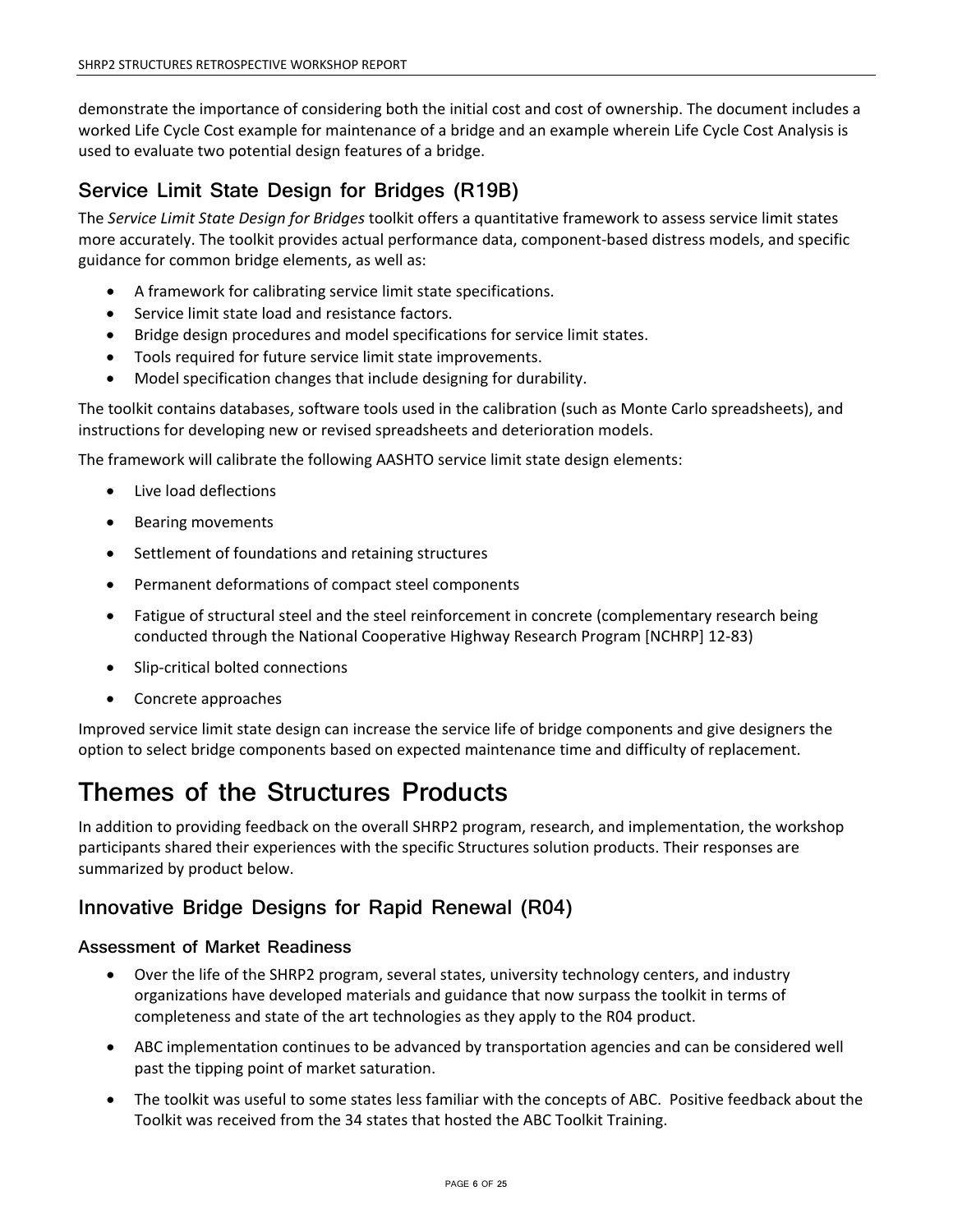demonstrate the importance of considering both the initial cost and cost of ownership. The document includes a worked Life Cycle Cost example for maintenance of a bridge and an example wherein Life Cycle Cost Analysis is used to evaluate two potential design features of a bridge.

## Service Limit State Design for Bridges (R19B)

The *Service Limit State Design for Bridges* toolkit offers a quantitative framework to assess service limit states more accurately. The toolkit provides actual performance data, component-based distress models, and specific guidance for common bridge elements, as well as:

- A framework for calibrating service limit state specifications.
- Service limit state load and resistance factors.
- Bridge design procedures and model specifications for service limit states.
- Tools required for future service limit state improvements.
- Model specification changes that include designing for durability.

The toolkit contains databases, software tools used in the calibration (such as Monte Carlo spreadsheets), and instructions for developing new or revised spreadsheets and deterioration models.

The framework will calibrate the following AASHTO service limit state design elements:

- Live load deflections
- Bearing movements
- Settlement of foundations and retaining structures
- Permanent deformations of compact steel components
- Fatigue of structural steel and the steel reinforcement in concrete (complementary research being conducted through the National Cooperative Highway Research Program [NCHRP] 12-83)
- Slip-critical bolted connections
- Concrete approaches

Improved service limit state design can increase the service life of bridge components and give designers the option to select bridge components based on expected maintenance time and difficulty of replacement.

# Themes of the Structures Products

In addition to providing feedback on the overall SHRP2 program, research, and implementation, the workshop participants shared their experiences with the specific Structures solution products. Their responses are summarized by product below.

## Innovative Bridge Designs for Rapid Renewal (R04)

### Assessment of Market Readiness

- Over the life of the SHRP2 program, several states, university technology centers, and industry organizations have developed materials and guidance that now surpass the toolkit in terms of completeness and state of the art technologies as they apply to the R04 product.
- ABC implementation continues to be advanced by transportation agencies and can be considered well past the tipping point of market saturation.
- The toolkit was useful to some states less familiar with the concepts of ABC. Positive feedback about the Toolkit was received from the 34 states that hosted the ABC Toolkit Training.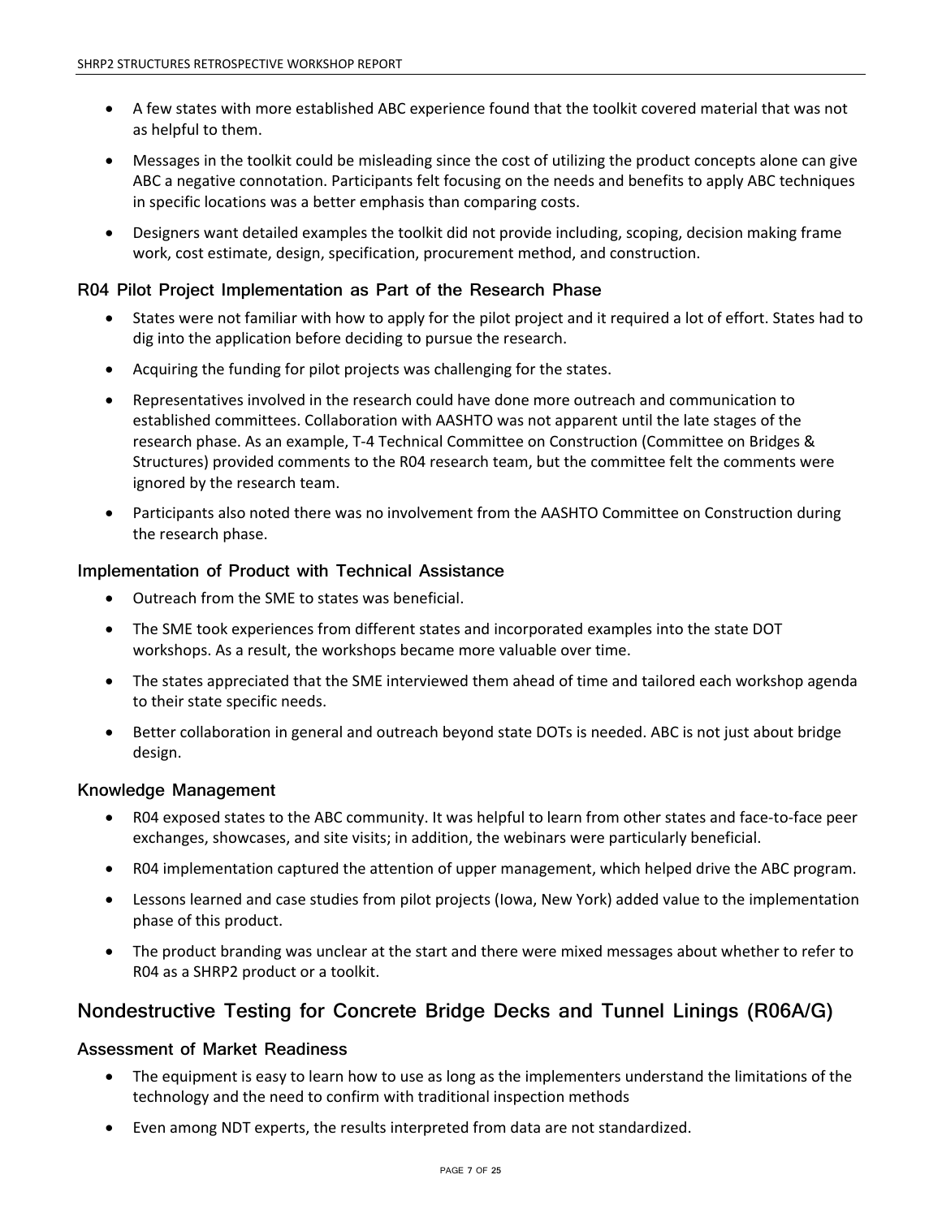- A few states with more established ABC experience found that the toolkit covered material that was not as helpful to them.
- Messages in the toolkit could be misleading since the cost of utilizing the product concepts alone can give ABC a negative connotation. Participants felt focusing on the needs and benefits to apply ABC techniques in specific locations was a better emphasis than comparing costs.
- Designers want detailed examples the toolkit did not provide including, scoping, decision making frame work, cost estimate, design, specification, procurement method, and construction.

### R04 Pilot Project Implementation as Part of the Research Phase

- States were not familiar with how to apply for the pilot project and it required a lot of effort. States had to dig into the application before deciding to pursue the research.
- Acquiring the funding for pilot projects was challenging for the states.
- Representatives involved in the research could have done more outreach and communication to established committees. Collaboration with AASHTO was not apparent until the late stages of the research phase. As an example, T-4 Technical Committee on Construction (Committee on Bridges & Structures) provided comments to the R04 research team, but the committee felt the comments were ignored by the research team.
- Participants also noted there was no involvement from the AASHTO Committee on Construction during the research phase.

### Implementation of Product with Technical Assistance

- Outreach from the SME to states was beneficial.
- The SME took experiences from different states and incorporated examples into the state DOT workshops. As a result, the workshops became more valuable over time.
- The states appreciated that the SME interviewed them ahead of time and tailored each workshop agenda to their state specific needs.
- Better collaboration in general and outreach beyond state DOTs is needed. ABC is not just about bridge design.

### Knowledge Management

- R04 exposed states to the ABC community. It was helpful to learn from other states and face-to-face peer exchanges, showcases, and site visits; in addition, the webinars were particularly beneficial.
- R04 implementation captured the attention of upper management, which helped drive the ABC program.
- Lessons learned and case studies from pilot projects (Iowa, New York) added value to the implementation phase of this product.
- The product branding was unclear at the start and there were mixed messages about whether to refer to R04 as a SHRP2 product or a toolkit.

## Nondestructive Testing for Concrete Bridge Decks and Tunnel Linings (R06A/G)

### Assessment of Market Readiness

- The equipment is easy to learn how to use as long as the implementers understand the limitations of the technology and the need to confirm with traditional inspection methods
- Even among NDT experts, the results interpreted from data are not standardized.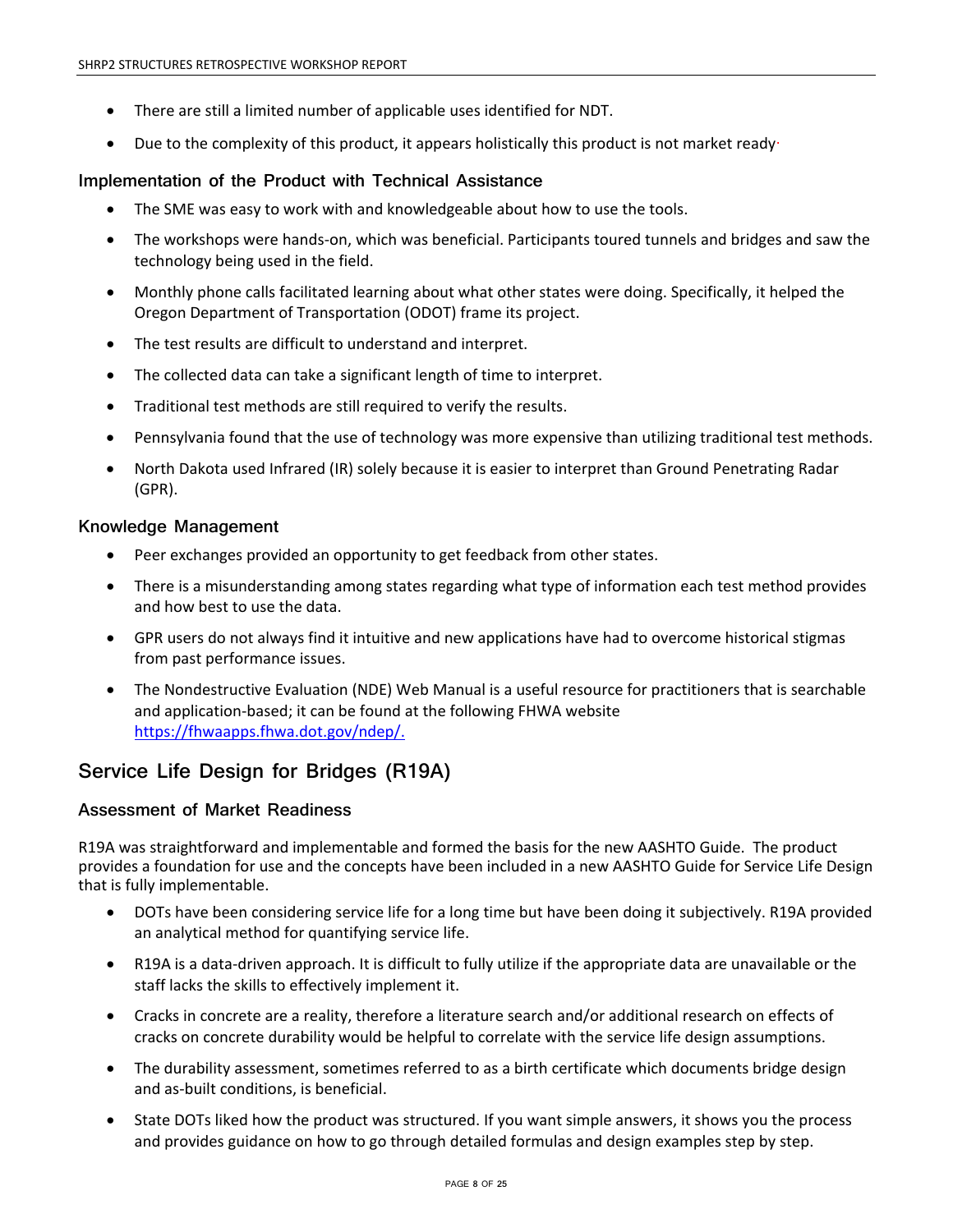- There are still a limited number of applicable uses identified for NDT.
- Due to the complexity of this product, it appears holistically this product is not market ready.

### Implementation of the Product with Technical Assistance

- The SME was easy to work with and knowledgeable about how to use the tools.
- The workshops were hands-on, which was beneficial. Participants toured tunnels and bridges and saw the technology being used in the field.
- Monthly phone calls facilitated learning about what other states were doing. Specifically, it helped the Oregon Department of Transportation (ODOT) frame its project.
- The test results are difficult to understand and interpret.
- The collected data can take a significant length of time to interpret.
- Traditional test methods are still required to verify the results.
- Pennsylvania found that the use of technology was more expensive than utilizing traditional test methods.
- North Dakota used Infrared (IR) solely because it is easier to interpret than Ground Penetrating Radar (GPR).

### Knowledge Management

- Peer exchanges provided an opportunity to get feedback from other states.
- There is a misunderstanding among states regarding what type of information each test method provides and how best to use the data.
- GPR users do not always find it intuitive and new applications have had to overcome historical stigmas from past performance issues.
- The Nondestructive Evaluation (NDE) Web Manual is a useful resource for practitioners that is searchable and application-based; it can be found at the following FHWA website https://fhwaapps.fhwa.dot.gov/ndep/.

## Service Life Design for Bridges (R19A)

### Assessment of Market Readiness

R19A was straightforward and implementable and formed the basis for the new AASHTO Guide. The product provides a foundation for use and the concepts have been included in a new AASHTO Guide for Service Life Design that is fully implementable.

- DOTs have been considering service life for a long time but have been doing it subjectively. R19A provided an analytical method for quantifying service life.
- R19A is a data-driven approach. It is difficult to fully utilize if the appropriate data are unavailable or the staff lacks the skills to effectively implement it.
- Cracks in concrete are a reality, therefore a literature search and/or additional research on effects of cracks on concrete durability would be helpful to correlate with the service life design assumptions.
- The durability assessment, sometimes referred to as a birth certificate which documents bridge design and as-built conditions, is beneficial.
- State DOTs liked how the product was structured. If you want simple answers, it shows you the process and provides guidance on how to go through detailed formulas and design examples step by step.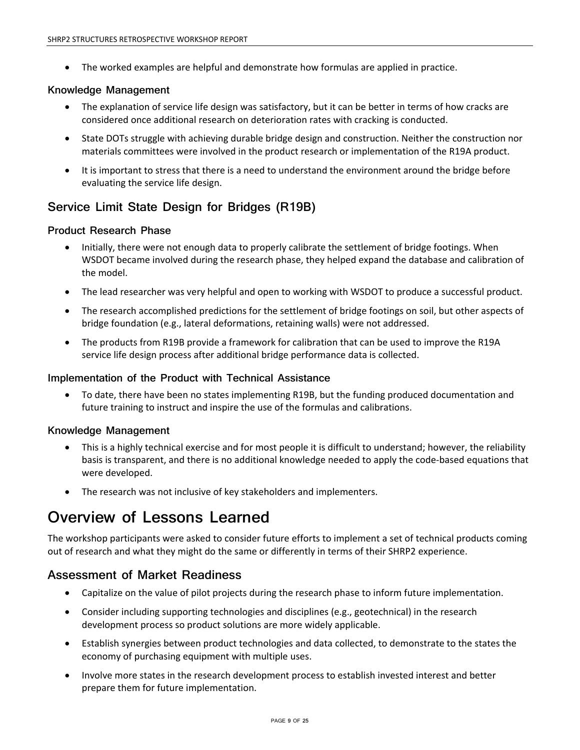- The worked examples are helpful and demonstrate how formulas are applied in practice.

### Knowledge Management

- The explanation of service life design was satisfactory, but it can be better in terms of how cracks are considered once additional research on deterioration rates with cracking is conducted.
- State DOTs struggle with achieving durable bridge design and construction. Neither the construction nor materials committees were involved in the product research or implementation of the R19A product.
- It is important to stress that there is a need to understand the environment around the bridge before evaluating the service life design.

## Service Limit State Design for Bridges (R19B)

### Product Research Phase

- Initially, there were not enough data to properly calibrate the settlement of bridge footings. When WSDOT became involved during the research phase, they helped expand the database and calibration of the model.
- The lead researcher was very helpful and open to working with WSDOT to produce a successful product.
- The research accomplished predictions for the settlement of bridge footings on soil, but other aspects of bridge foundation (e.g., lateral deformations, retaining walls) were not addressed.
- The products from R19B provide a framework for calibration that can be used to improve the R19A service life design process after additional bridge performance data is collected.

### Implementation of the Product with Technical Assistance

- To date, there have been no states implementing R19B, but the funding produced documentation and future training to instruct and inspire the use of the formulas and calibrations.

### Knowledge Management

- This is a highly technical exercise and for most people it is difficult to understand; however, the reliability basis is transparent, and there is no additional knowledge needed to apply the code-based equations that were developed.
- The research was not inclusive of key stakeholders and implementers.

# Overview of Lessons Learned

The workshop participants were asked to consider future efforts to implement a set of technical products coming out of research and what they might do the same or differently in terms of their SHRP2 experience.

## Assessment of Market Readiness

- Capitalize on the value of pilot projects during the research phase to inform future implementation.
- Consider including supporting technologies and disciplines (e.g., geotechnical) in the research development process so product solutions are more widely applicable.
- Establish synergies between product technologies and data collected, to demonstrate to the states the economy of purchasing equipment with multiple uses.
- Involve more states in the research development process to establish invested interest and better prepare them for future implementation.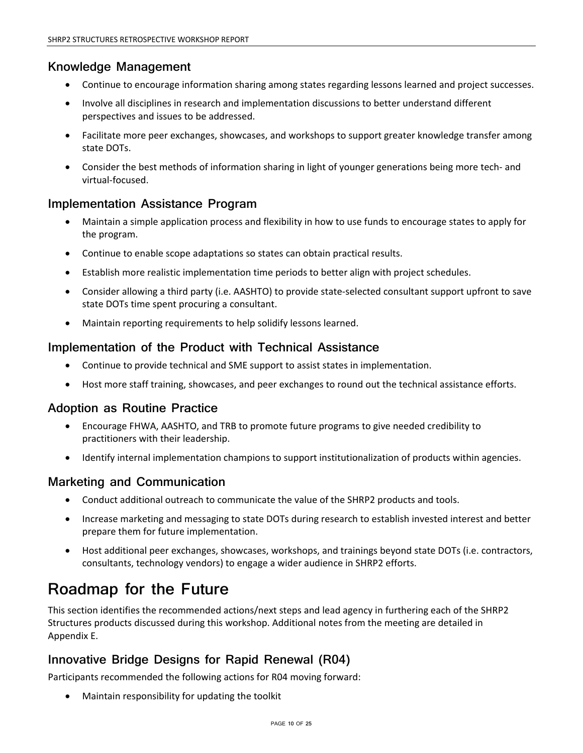### Knowledge Management

- Continue to encourage information sharing among states regarding lessons learned and project successes.
- Involve all disciplines in research and implementation discussions to better understand different perspectives and issues to be addressed.
- Facilitate more peer exchanges, showcases, and workshops to support greater knowledge transfer among state DOTs.
- Consider the best methods of information sharing in light of younger generations being more tech- and virtual-focused.

### Implementation Assistance Program

- Maintain a simple application process and flexibility in how to use funds to encourage states to apply for the program.
- Continue to enable scope adaptations so states can obtain practical results.
- Establish more realistic implementation time periods to better align with project schedules.
- Consider allowing a third party (i.e. AASHTO) to provide state-selected consultant support upfront to save state DOTs time spent procuring a consultant.
- Maintain reporting requirements to help solidify lessons learned.

### Implementation of the Product with Technical Assistance

- Continue to provide technical and SME support to assist states in implementation.
- Host more staff training, showcases, and peer exchanges to round out the technical assistance efforts.

### Adoption as Routine Practice

- Encourage FHWA, AASHTO, and TRB to promote future programs to give needed credibility to practitioners with their leadership.
- Identify internal implementation champions to support institutionalization of products within agencies.

### Marketing and Communication

- Conduct additional outreach to communicate the value of the SHRP2 products and tools.
- Increase marketing and messaging to state DOTs during research to establish invested interest and better prepare them for future implementation.
- Host additional peer exchanges, showcases, workshops, and trainings beyond state DOTs (i.e. contractors, consultants, technology vendors) to engage a wider audience in SHRP2 efforts.

# Roadmap for the Future

This section identifies the recommended actions/next steps and lead agency in furthering each of the SHRP2 Structures products discussed during this workshop. Additional notes from the meeting are detailed in Appendix E.

## Innovative Bridge Designs for Rapid Renewal (R04)

Participants recommended the following actions for R04 moving forward:

- Maintain responsibility for updating the toolkit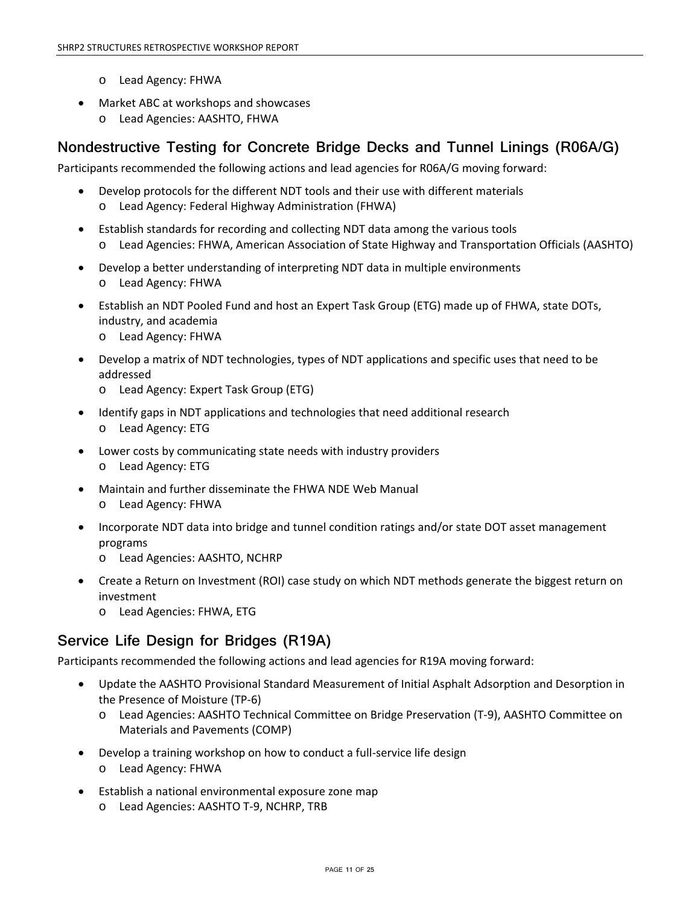- Lead Agency: FHWA
- Market ABC at workshops and showcases
  - Lead Agencies: AASHTO, FHWA

## Nondestructive Testing for Concrete Bridge Decks and Tunnel Linings (R06A/G)

Participants recommended the following actions and lead agencies for R06A/G moving forward:

- Develop protocols for the different NDT tools and their use with different materials
  - Lead Agency: Federal Highway Administration (FHWA)
- Establish standards for recording and collecting NDT data among the various tools
  - Lead Agencies: FHWA, American Association of State Highway and Transportation Officials (AASHTO)
- Develop a better understanding of interpreting NDT data in multiple environments
  - Lead Agency: FHWA
- Establish an NDT Pooled Fund and host an Expert Task Group (ETG) made up of FHWA, state DOTs, industry, and academia
  - Lead Agency: FHWA
- Develop a matrix of NDT technologies, types of NDT applications and specific uses that need to be addressed
  - Lead Agency: Expert Task Group (ETG)
- Identify gaps in NDT applications and technologies that need additional research
  - Lead Agency: ETG
- Lower costs by communicating state needs with industry providers
  - Lead Agency: ETG
- Maintain and further disseminate the FHWA NDE Web Manual
  - Lead Agency: FHWA
- Incorporate NDT data into bridge and tunnel condition ratings and/or state DOT asset management programs
  - Lead Agencies: AASHTO, NCHRP
- Create a Return on Investment (ROI) case study on which NDT methods generate the biggest return on investment
  - Lead Agencies: FHWA, ETG

## Service Life Design for Bridges (R19A)

Participants recommended the following actions and lead agencies for R19A moving forward:

- Update the AASHTO Provisional Standard Measurement of Initial Asphalt Adsorption and Desorption in the Presence of Moisture (TP-6)
  - Lead Agencies: AASHTO Technical Committee on Bridge Preservation (T-9), AASHTO Committee on Materials and Pavements (COMP)
- Develop a training workshop on how to conduct a full-service life design
  - Lead Agency: FHWA
- Establish a national environmental exposure zone map
  - Lead Agencies: AASHTO T-9, NCHRP, TRB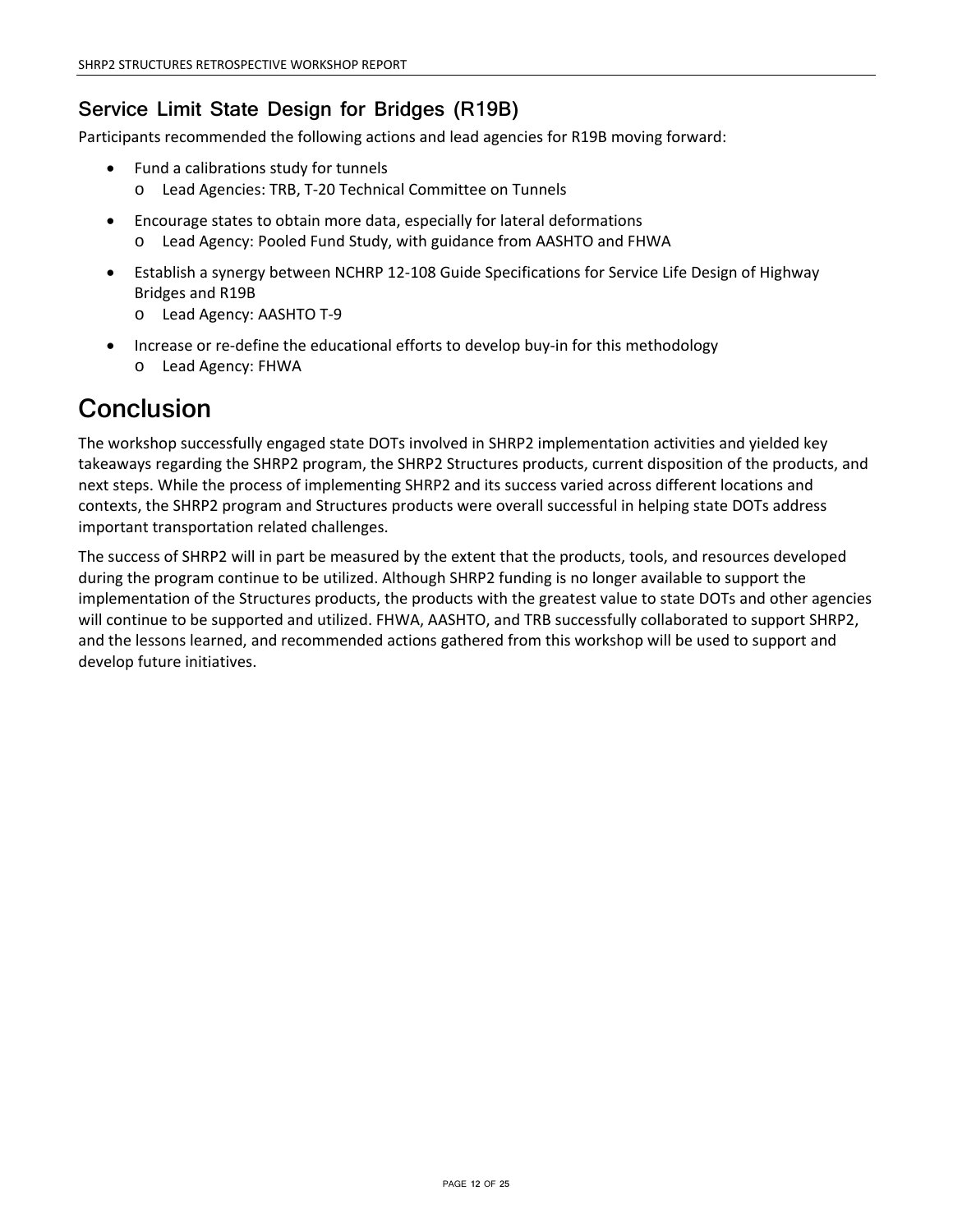### Service Limit State Design for Bridges (R19B)

Participants recommended the following actions and lead agencies for R19B moving forward:

- Fund a calibrations study for tunnels
  - Lead Agencies: TRB, T-20 Technical Committee on Tunnels
- Encourage states to obtain more data, especially for lateral deformations
  - Lead Agency: Pooled Fund Study, with guidance from AASHTO and FHWA
- Establish a synergy between NCHRP 12-108 Guide Specifications for Service Life Design of Highway Bridges and R19B
  - Lead Agency: AASHTO T-9
- Increase or re-define the educational efforts to develop buy-in for this methodology
  - Lead Agency: FHWA

## Conclusion

The workshop successfully engaged state DOTs involved in SHRP2 implementation activities and yielded key takeaways regarding the SHRP2 program, the SHRP2 Structures products, current disposition of the products, and next steps. While the process of implementing SHRP2 and its success varied across different locations and contexts, the SHRP2 program and Structures products were overall successful in helping state DOTs address important transportation related challenges.

The success of SHRP2 will in part be measured by the extent that the products, tools, and resources developed during the program continue to be utilized. Although SHRP2 funding is no longer available to support the implementation of the Structures products, the products with the greatest value to state DOTs and other agencies will continue to be supported and utilized. FHWA, AASHTO, and TRB successfully collaborated to support SHRP2, and the lessons learned, and recommended actions gathered from this workshop will be used to support and develop future initiatives.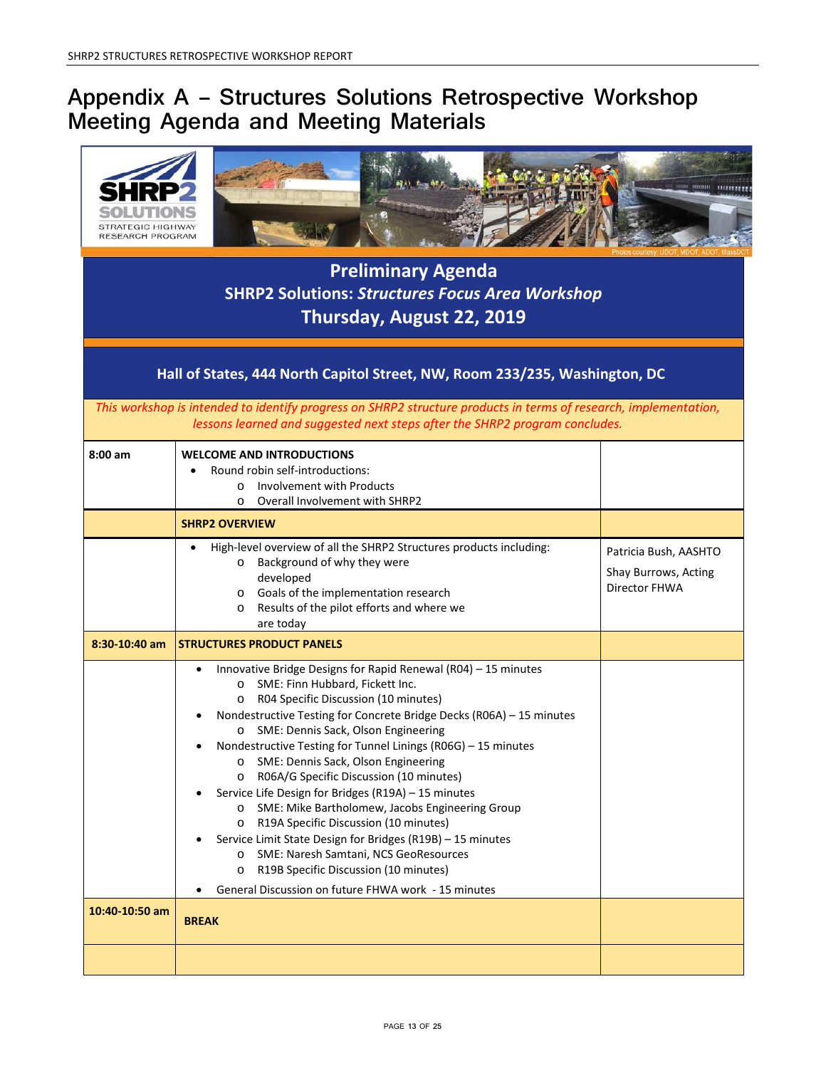# Appendix A – Structures Solutions Retrospective Workshop Meeting Agenda and Meeting Materials

SHRP2 SOLUTIONS STRATEGIC HIGHWAY RESEARCH PROGRAM

Photos courtesy: UDOT, MDOT, ADOT, MassDOT

## Preliminary Agenda

### SHRP2 Solutions: *Structures Focus Area Workshop*

### Thursday, August 22, 2019

**Hall of States, 444 North Capitol Street, NW, Room 233/235, Washington, DC**

*This workshop is intended to identify progress on SHRP2 structure products in terms of research, implementation, lessons learned and suggested next steps after the SHRP2 program concludes.*

| | | |
|---|---|---|
| **8:00 am** | **WELCOME AND INTRODUCTIONS**<br>• Round robin self-introductions:<br>  o Involvement with Products<br>  o Overall Involvement with SHRP2 | |
| | **SHRP2 OVERVIEW** | |
| | • High-level overview of all the SHRP2 Structures products including:<br>  o Background of why they were developed<br>  o Goals of the implementation research<br>  o Results of the pilot efforts and where we are today | Patricia Bush, AASHTO<br>Shay Burrows, Acting Director FHWA |
| **8:30-10:40 am** | **STRUCTURES PRODUCT PANELS** | |
| | • Innovative Bridge Designs for Rapid Renewal (R04) – 15 minutes<br>  o SME: Finn Hubbard, Fickett Inc.<br>  o R04 Specific Discussion (10 minutes)<br>• Nondestructive Testing for Concrete Bridge Decks (R06A) – 15 minutes<br>  o SME: Dennis Sack, Olson Engineering<br>• Nondestructive Testing for Tunnel Linings (R06G) – 15 minutes<br>  o SME: Dennis Sack, Olson Engineering<br>  o R06A/G Specific Discussion (10 minutes)<br>• Service Life Design for Bridges (R19A) – 15 minutes<br>  o SME: Mike Bartholomew, Jacobs Engineering Group<br>  o R19A Specific Discussion (10 minutes)<br>• Service Limit State Design for Bridges (R19B) – 15 minutes<br>  o SME: Naresh Samtani, NCS GeoResources<br>  o R19B Specific Discussion (10 minutes)<br>• General Discussion on future FHWA work - 15 minutes | |
| **10:40-10:50 am** | **BREAK** | |
| | | |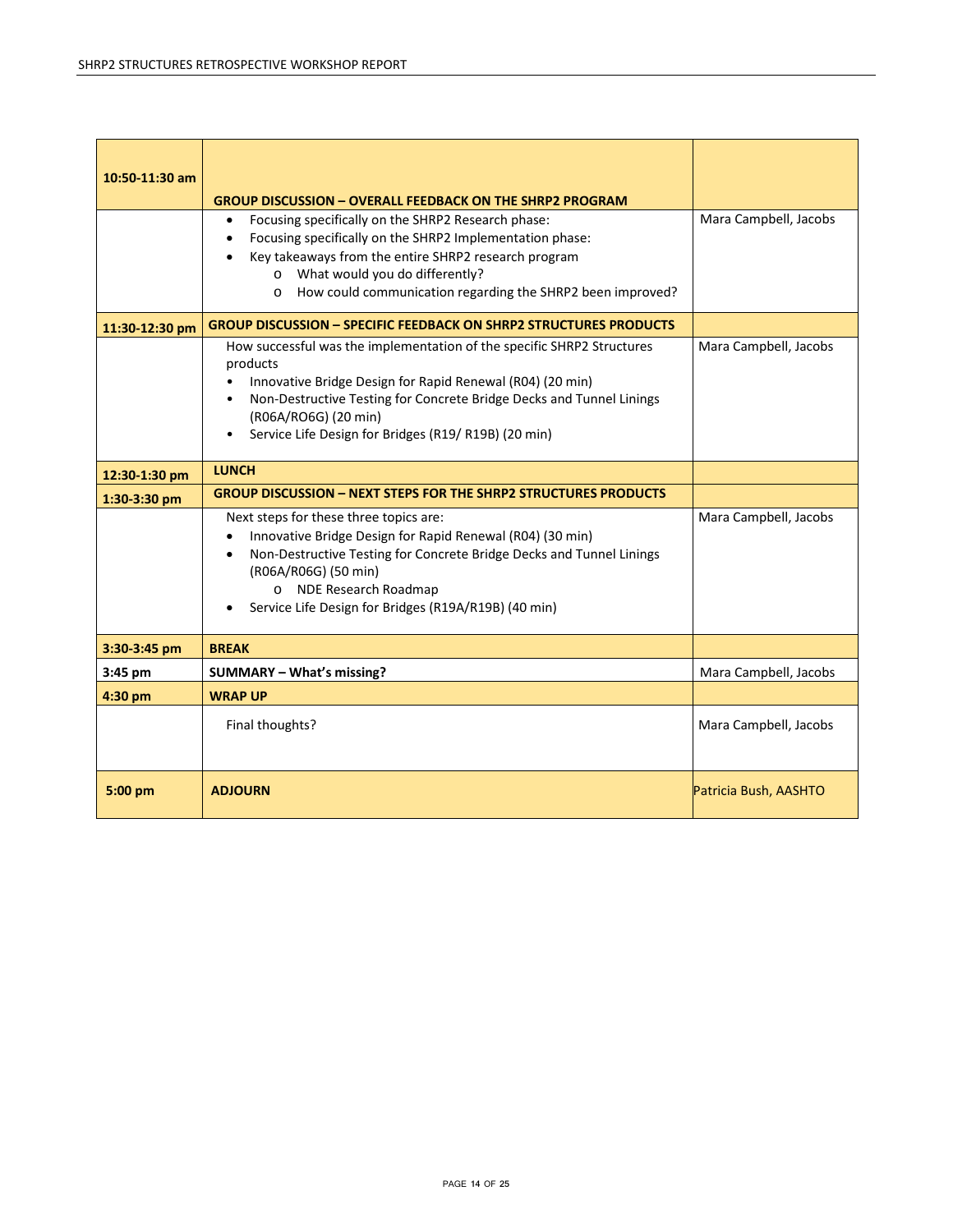| 10:50-11:30 am | **GROUP DISCUSSION – OVERALL FEEDBACK ON THE SHRP2 PROGRAM** | |
|---|---|---|
| | • Focusing specifically on the SHRP2 Research phase:<br>• Focusing specifically on the SHRP2 Implementation phase:<br>• Key takeaways from the entire SHRP2 research program<br>  o What would you do differently?<br>  o How could communication regarding the SHRP2 been improved? | Mara Campbell, Jacobs |
| 11:30-12:30 pm | **GROUP DISCUSSION – SPECIFIC FEEDBACK ON SHRP2 STRUCTURES PRODUCTS** | |
| | How successful was the implementation of the specific SHRP2 Structures products<br>• Innovative Bridge Design for Rapid Renewal (R04) (20 min)<br>• Non-Destructive Testing for Concrete Bridge Decks and Tunnel Linings (R06A/RO6G) (20 min)<br>• Service Life Design for Bridges (R19/ R19B) (20 min) | Mara Campbell, Jacobs |
| 12:30-1:30 pm | **LUNCH** | |
| 1:30-3:30 pm | **GROUP DISCUSSION – NEXT STEPS FOR THE SHRP2 STRUCTURES PRODUCTS** | |
| | Next steps for these three topics are:<br>• Innovative Bridge Design for Rapid Renewal (R04) (30 min)<br>• Non-Destructive Testing for Concrete Bridge Decks and Tunnel Linings (R06A/R06G) (50 min)<br>  o NDE Research Roadmap<br>• Service Life Design for Bridges (R19A/R19B) (40 min) | Mara Campbell, Jacobs |
| 3:30-3:45 pm | **BREAK** | |
| 3:45 pm | **SUMMARY – What's missing?** | Mara Campbell, Jacobs |
| 4:30 pm | **WRAP UP** | |
| | Final thoughts? | Mara Campbell, Jacobs |
| 5:00 pm | **ADJOURN** | Patricia Bush, AASHTO |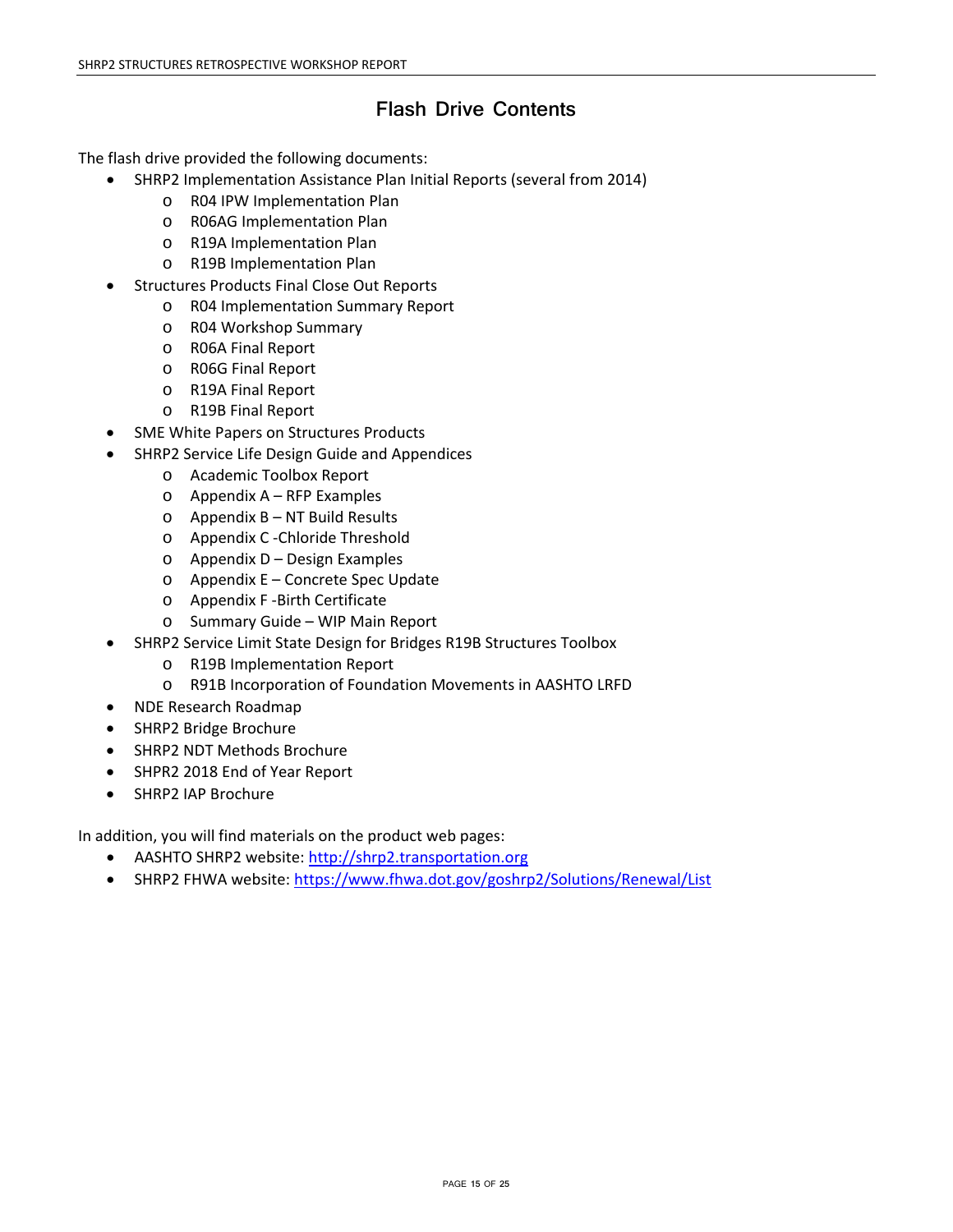## Flash Drive Contents

The flash drive provided the following documents:

- SHRP2 Implementation Assistance Plan Initial Reports (several from 2014)
  - R04 IPW Implementation Plan
  - R06AG Implementation Plan
  - R19A Implementation Plan
  - R19B Implementation Plan
- Structures Products Final Close Out Reports
  - R04 Implementation Summary Report
  - R04 Workshop Summary
  - R06A Final Report
  - R06G Final Report
  - R19A Final Report
  - R19B Final Report
- SME White Papers on Structures Products
- SHRP2 Service Life Design Guide and Appendices
  - Academic Toolbox Report
  - Appendix A – RFP Examples
  - Appendix B – NT Build Results
  - Appendix C -Chloride Threshold
  - Appendix D – Design Examples
  - Appendix E – Concrete Spec Update
  - Appendix F -Birth Certificate
  - Summary Guide – WIP Main Report
- SHRP2 Service Limit State Design for Bridges R19B Structures Toolbox
  - R19B Implementation Report
  - R91B Incorporation of Foundation Movements in AASHTO LRFD
- NDE Research Roadmap
- SHRP2 Bridge Brochure
- SHRP2 NDT Methods Brochure
- SHPR2 2018 End of Year Report
- SHRP2 IAP Brochure

In addition, you will find materials on the product web pages:

- AASHTO SHRP2 website: [http://shrp2.transportation.org](http://shrp2.transportation.org)
- SHRP2 FHWA website: [https://www.fhwa.dot.gov/goshrp2/Solutions/Renewal/List](https://www.fhwa.dot.gov/goshrp2/Solutions/Renewal/List)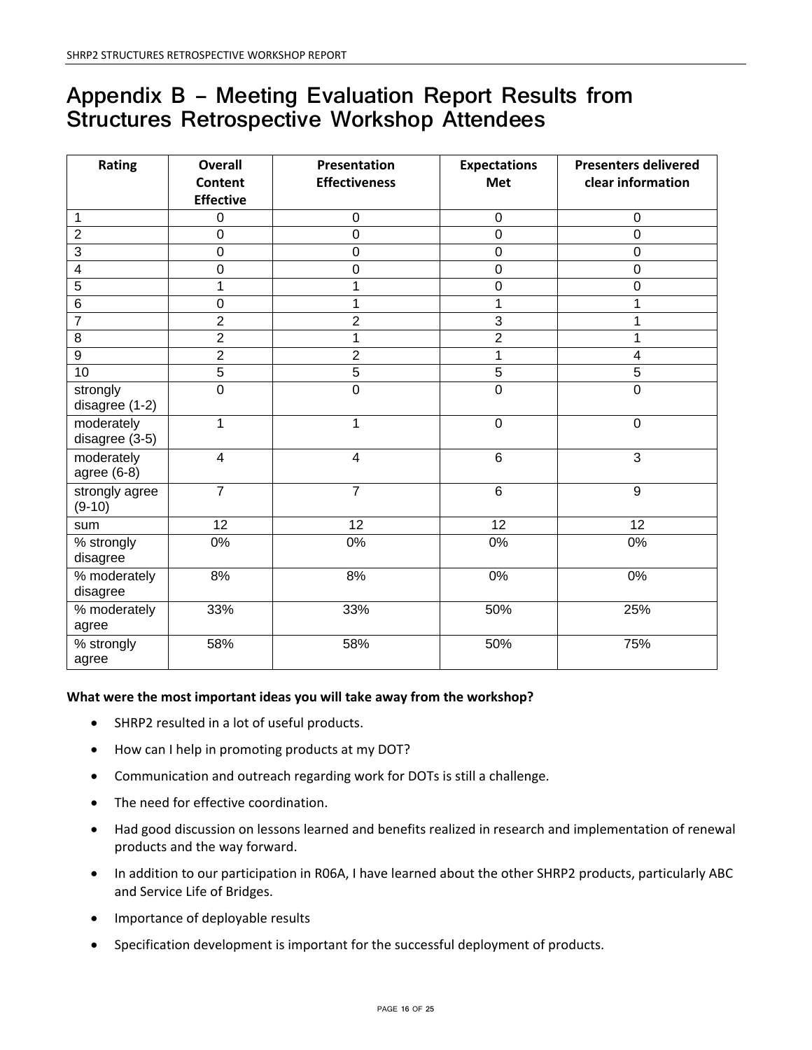# Appendix B – Meeting Evaluation Report Results from Structures Retrospective Workshop Attendees

| Rating | Overall Content Effective | Presentation Effectiveness | Expectations Met | Presenters delivered clear information |
|---|---|---|---|---|
| 1 | 0 | 0 | 0 | 0 |
| 2 | 0 | 0 | 0 | 0 |
| 3 | 0 | 0 | 0 | 0 |
| 4 | 0 | 0 | 0 | 0 |
| 5 | 1 | 1 | 0 | 0 |
| 6 | 0 | 1 | 1 | 1 |
| 7 | 2 | 2 | 3 | 1 |
| 8 | 2 | 1 | 2 | 1 |
| 9 | 2 | 2 | 1 | 4 |
| 10 | 5 | 5 | 5 | 5 |
| strongly disagree (1-2) | 0 | 0 | 0 | 0 |
| moderately disagree (3-5) | 1 | 1 | 0 | 0 |
| moderately agree (6-8) | 4 | 4 | 6 | 3 |
| strongly agree (9-10) | 7 | 7 | 6 | 9 |
| sum | 12 | 12 | 12 | 12 |
| % strongly disagree | 0% | 0% | 0% | 0% |
| % moderately disagree | 8% | 8% | 0% | 0% |
| % moderately agree | 33% | 33% | 50% | 25% |
| % strongly agree | 58% | 58% | 50% | 75% |

**What were the most important ideas you will take away from the workshop?**

- SHRP2 resulted in a lot of useful products.
- How can I help in promoting products at my DOT?
- Communication and outreach regarding work for DOTs is still a challenge.
- The need for effective coordination.
- Had good discussion on lessons learned and benefits realized in research and implementation of renewal products and the way forward.
- In addition to our participation in R06A, I have learned about the other SHRP2 products, particularly ABC and Service Life of Bridges.
- Importance of deployable results
- Specification development is important for the successful deployment of products.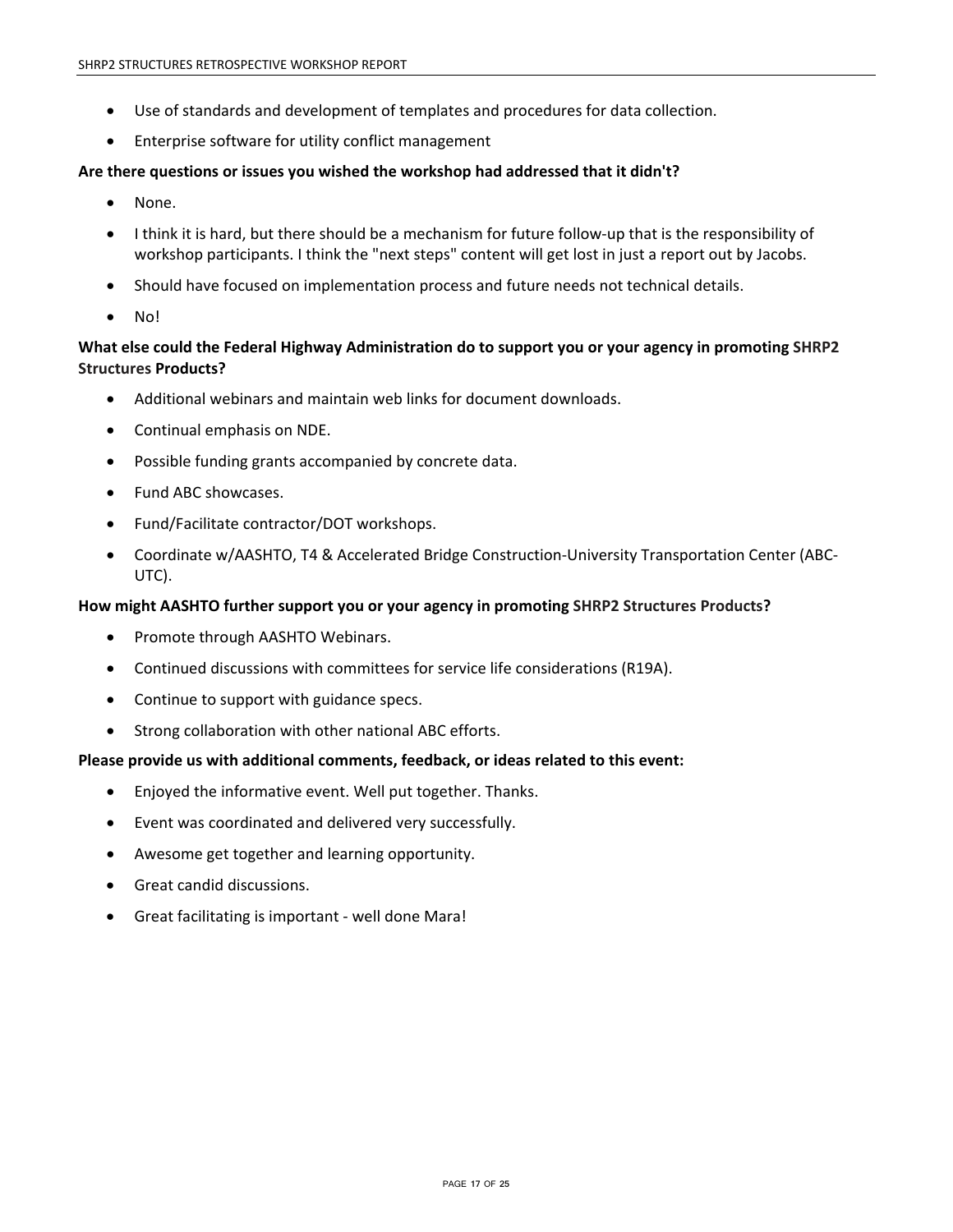- Use of standards and development of templates and procedures for data collection.
- Enterprise software for utility conflict management

**Are there questions or issues you wished the workshop had addressed that it didn't?**

- None.
- I think it is hard, but there should be a mechanism for future follow-up that is the responsibility of workshop participants. I think the "next steps" content will get lost in just a report out by Jacobs.
- Should have focused on implementation process and future needs not technical details.
- No!

**What else could the Federal Highway Administration do to support you or your agency in promoting SHRP2 Structures Products?**

- Additional webinars and maintain web links for document downloads.
- Continual emphasis on NDE.
- Possible funding grants accompanied by concrete data.
- Fund ABC showcases.
- Fund/Facilitate contractor/DOT workshops.
- Coordinate w/AASHTO, T4 & Accelerated Bridge Construction-University Transportation Center (ABC-UTC).

**How might AASHTO further support you or your agency in promoting SHRP2 Structures Products?**

- Promote through AASHTO Webinars.
- Continued discussions with committees for service life considerations (R19A).
- Continue to support with guidance specs.
- Strong collaboration with other national ABC efforts.

**Please provide us with additional comments, feedback, or ideas related to this event:**

- Enjoyed the informative event. Well put together. Thanks.
- Event was coordinated and delivered very successfully.
- Awesome get together and learning opportunity.
- Great candid discussions.
- Great facilitating is important - well done Mara!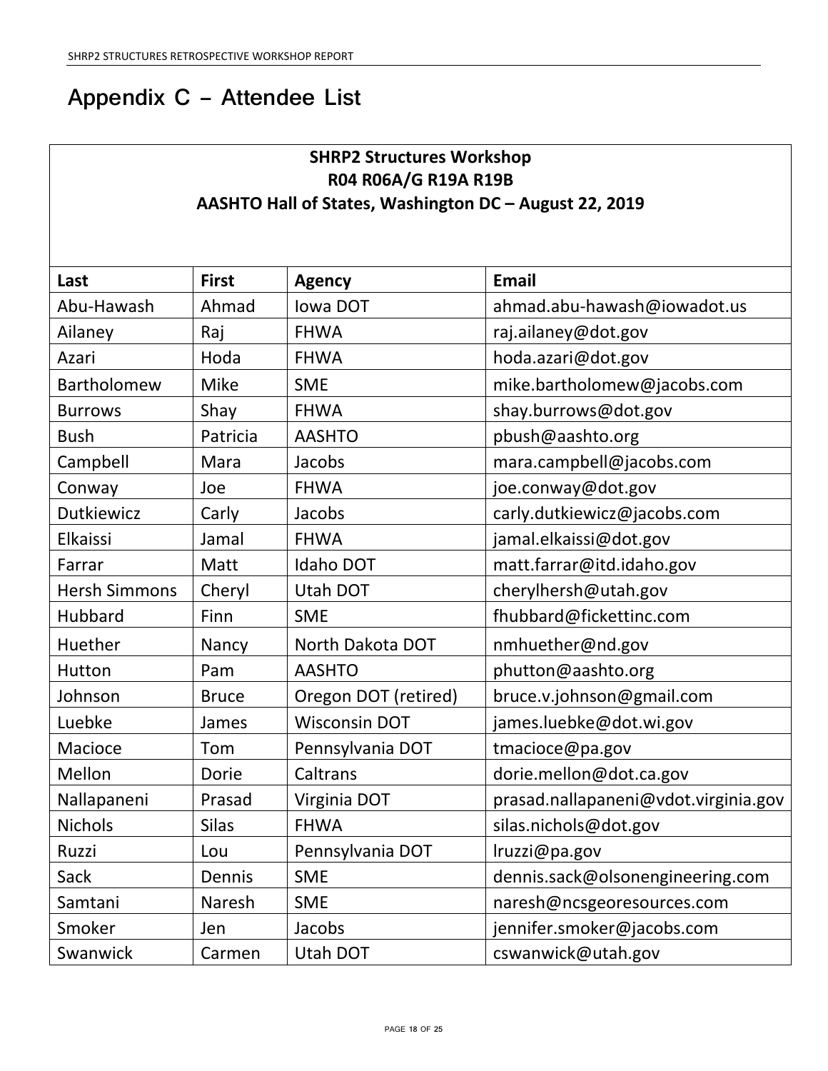# Appendix C – Attendee List

| SHRP2 Structures Workshop<br>R04 R06A/G R19A R19B<br>AASHTO Hall of States, Washington DC – August 22, 2019 | | | |
|---|---|---|---|
| **Last** | **First** | **Agency** | **Email** |
| Abu-Hawash | Ahmad | Iowa DOT | ahmad.abu-hawash@iowadot.us |
| Ailaney | Raj | FHWA | raj.ailaney@dot.gov |
| Azari | Hoda | FHWA | hoda.azari@dot.gov |
| Bartholomew | Mike | SME | mike.bartholomew@jacobs.com |
| Burrows | Shay | FHWA | shay.burrows@dot.gov |
| Bush | Patricia | AASHTO | pbush@aashto.org |
| Campbell | Mara | Jacobs | mara.campbell@jacobs.com |
| Conway | Joe | FHWA | joe.conway@dot.gov |
| Dutkiewicz | Carly | Jacobs | carly.dutkiewicz@jacobs.com |
| Elkaissi | Jamal | FHWA | jamal.elkaissi@dot.gov |
| Farrar | Matt | Idaho DOT | matt.farrar@itd.idaho.gov |
| Hersh Simmons | Cheryl | Utah DOT | cherylhersh@utah.gov |
| Hubbard | Finn | SME | fhubbard@fickettinc.com |
| Huether | Nancy | North Dakota DOT | nmhuether@nd.gov |
| Hutton | Pam | AASHTO | phutton@aashto.org |
| Johnson | Bruce | Oregon DOT (retired) | bruce.v.johnson@gmail.com |
| Luebke | James | Wisconsin DOT | james.luebke@dot.wi.gov |
| Macioce | Tom | Pennsylvania DOT | tmacioce@pa.gov |
| Mellon | Dorie | Caltrans | dorie.mellon@dot.ca.gov |
| Nallapaneni | Prasad | Virginia DOT | prasad.nallapaneni@vdot.virginia.gov |
| Nichols | Silas | FHWA | silas.nichols@dot.gov |
| Ruzzi | Lou | Pennsylvania DOT | lruzzi@pa.gov |
| Sack | Dennis | SME | dennis.sack@olsonengineering.com |
| Samtani | Naresh | SME | naresh@ncsgeoresources.com |
| Smoker | Jen | Jacobs | jennifer.smoker@jacobs.com |
| Swanwick | Carmen | Utah DOT | cswanwick@utah.gov |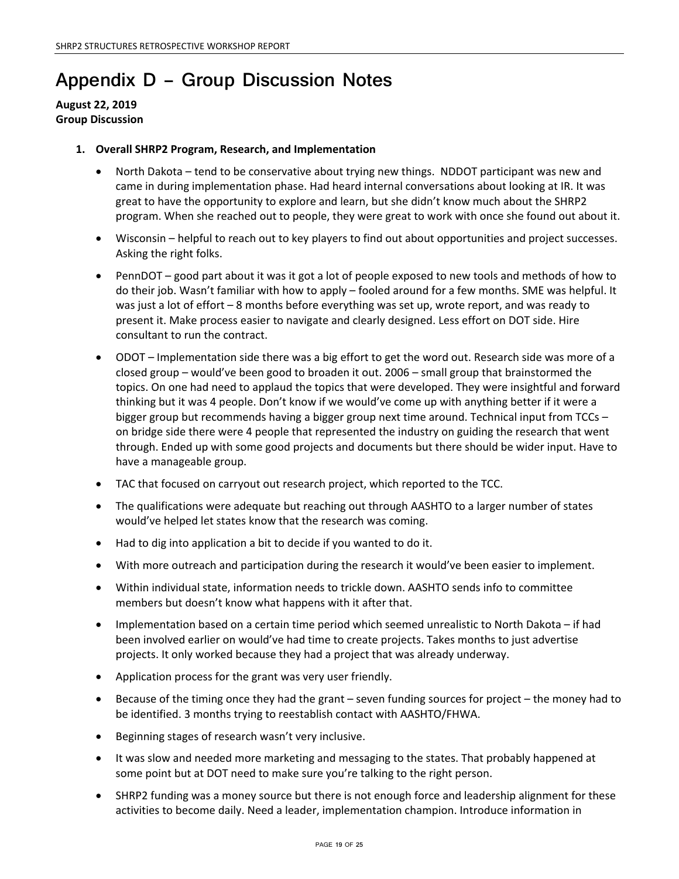# Appendix D – Group Discussion Notes

**August 22, 2019**
**Group Discussion**

1. **Overall SHRP2 Program, Research, and Implementation**

    - North Dakota – tend to be conservative about trying new things. NDDOT participant was new and came in during implementation phase. Had heard internal conversations about looking at IR. It was great to have the opportunity to explore and learn, but she didn't know much about the SHRP2 program. When she reached out to people, they were great to work with once she found out about it.
    - Wisconsin – helpful to reach out to key players to find out about opportunities and project successes. Asking the right folks.
    - PennDOT – good part about it was it got a lot of people exposed to new tools and methods of how to do their job. Wasn't familiar with how to apply – fooled around for a few months. SME was helpful. It was just a lot of effort – 8 months before everything was set up, wrote report, and was ready to present it. Make process easier to navigate and clearly designed. Less effort on DOT side. Hire consultant to run the contract.
    - ODOT – Implementation side there was a big effort to get the word out. Research side was more of a closed group – would've been good to broaden it out. 2006 – small group that brainstormed the topics. On one had need to applaud the topics that were developed. They were insightful and forward thinking but it was 4 people. Don't know if we would've come up with anything better if it were a bigger group but recommends having a bigger group next time around. Technical input from TCCs – on bridge side there were 4 people that represented the industry on guiding the research that went through. Ended up with some good projects and documents but there should be wider input. Have to have a manageable group.
    - TAC that focused on carryout out research project, which reported to the TCC.
    - The qualifications were adequate but reaching out through AASHTO to a larger number of states would've helped let states know that the research was coming.
    - Had to dig into application a bit to decide if you wanted to do it.
    - With more outreach and participation during the research it would've been easier to implement.
    - Within individual state, information needs to trickle down. AASHTO sends info to committee members but doesn't know what happens with it after that.
    - Implementation based on a certain time period which seemed unrealistic to North Dakota – if had been involved earlier on would've had time to create projects. Takes months to just advertise projects. It only worked because they had a project that was already underway.
    - Application process for the grant was very user friendly.
    - Because of the timing once they had the grant – seven funding sources for project – the money had to be identified. 3 months trying to reestablish contact with AASHTO/FHWA.
    - Beginning stages of research wasn't very inclusive.
    - It was slow and needed more marketing and messaging to the states. That probably happened at some point but at DOT need to make sure you're talking to the right person.
    - SHRP2 funding was a money source but there is not enough force and leadership alignment for these activities to become daily. Need a leader, implementation champion. Introduce information in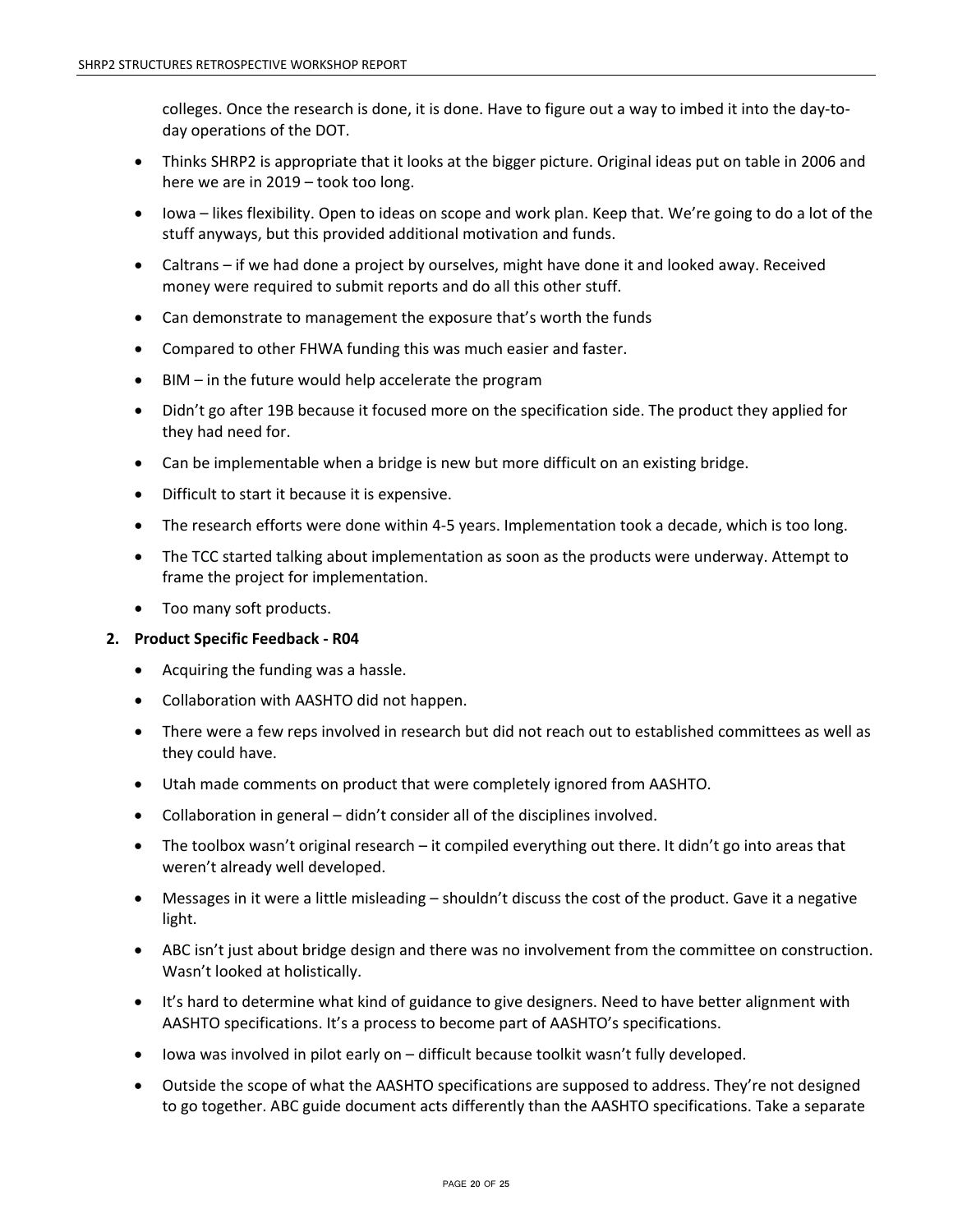colleges. Once the research is done, it is done. Have to figure out a way to imbed it into the day-to-day operations of the DOT.

- Thinks SHRP2 is appropriate that it looks at the bigger picture. Original ideas put on table in 2006 and here we are in 2019 – took too long.
- Iowa – likes flexibility. Open to ideas on scope and work plan. Keep that. We're going to do a lot of the stuff anyways, but this provided additional motivation and funds.
- Caltrans – if we had done a project by ourselves, might have done it and looked away. Received money were required to submit reports and do all this other stuff.
- Can demonstrate to management the exposure that's worth the funds
- Compared to other FHWA funding this was much easier and faster.
- BIM – in the future would help accelerate the program
- Didn't go after 19B because it focused more on the specification side. The product they applied for they had need for.
- Can be implementable when a bridge is new but more difficult on an existing bridge.
- Difficult to start it because it is expensive.
- The research efforts were done within 4-5 years. Implementation took a decade, which is too long.
- The TCC started talking about implementation as soon as the products were underway. Attempt to frame the project for implementation.
- Too many soft products.

2. **Product Specific Feedback - R04**

   - Acquiring the funding was a hassle.
   - Collaboration with AASHTO did not happen.
   - There were a few reps involved in research but did not reach out to established committees as well as they could have.
   - Utah made comments on product that were completely ignored from AASHTO.
   - Collaboration in general – didn't consider all of the disciplines involved.
   - The toolbox wasn't original research – it compiled everything out there. It didn't go into areas that weren't already well developed.
   - Messages in it were a little misleading – shouldn't discuss the cost of the product. Gave it a negative light.
   - ABC isn't just about bridge design and there was no involvement from the committee on construction. Wasn't looked at holistically.
   - It's hard to determine what kind of guidance to give designers. Need to have better alignment with AASHTO specifications. It's a process to become part of AASHTO's specifications.
   - Iowa was involved in pilot early on – difficult because toolkit wasn't fully developed.
   - Outside the scope of what the AASHTO specifications are supposed to address. They're not designed to go together. ABC guide document acts differently than the AASHTO specifications. Take a separate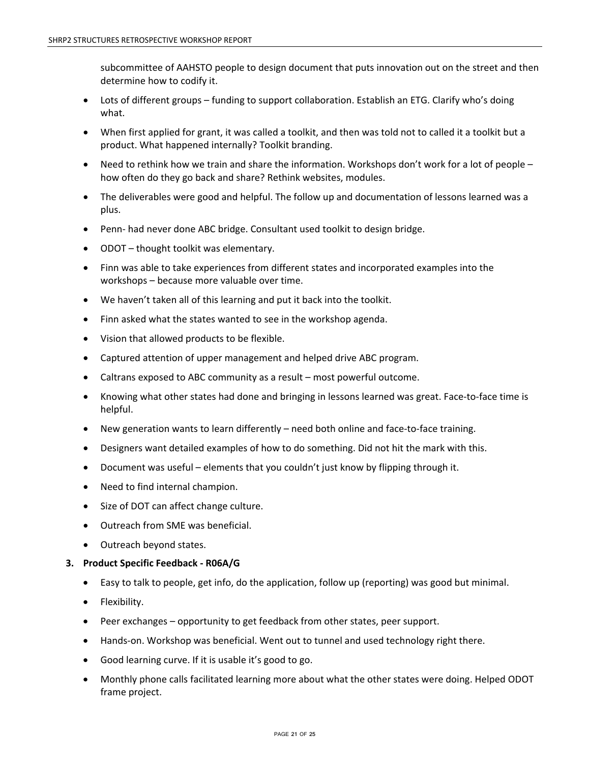subcommittee of AAHSTO people to design document that puts innovation out on the street and then determine how to codify it.

- Lots of different groups – funding to support collaboration. Establish an ETG. Clarify who's doing what.
- When first applied for grant, it was called a toolkit, and then was told not to called it a toolkit but a product. What happened internally? Toolkit branding.
- Need to rethink how we train and share the information. Workshops don't work for a lot of people – how often do they go back and share? Rethink websites, modules.
- The deliverables were good and helpful. The follow up and documentation of lessons learned was a plus.
- Penn- had never done ABC bridge. Consultant used toolkit to design bridge.
- ODOT – thought toolkit was elementary.
- Finn was able to take experiences from different states and incorporated examples into the workshops – because more valuable over time.
- We haven't taken all of this learning and put it back into the toolkit.
- Finn asked what the states wanted to see in the workshop agenda.
- Vision that allowed products to be flexible.
- Captured attention of upper management and helped drive ABC program.
- Caltrans exposed to ABC community as a result – most powerful outcome.
- Knowing what other states had done and bringing in lessons learned was great. Face-to-face time is helpful.
- New generation wants to learn differently – need both online and face-to-face training.
- Designers want detailed examples of how to do something. Did not hit the mark with this.
- Document was useful – elements that you couldn't just know by flipping through it.
- Need to find internal champion.
- Size of DOT can affect change culture.
- Outreach from SME was beneficial.
- Outreach beyond states.

**3. Product Specific Feedback - R06A/G**

- Easy to talk to people, get info, do the application, follow up (reporting) was good but minimal.
- Flexibility.
- Peer exchanges – opportunity to get feedback from other states, peer support.
- Hands-on. Workshop was beneficial. Went out to tunnel and used technology right there.
- Good learning curve. If it is usable it's good to go.
- Monthly phone calls facilitated learning more about what the other states were doing. Helped ODOT frame project.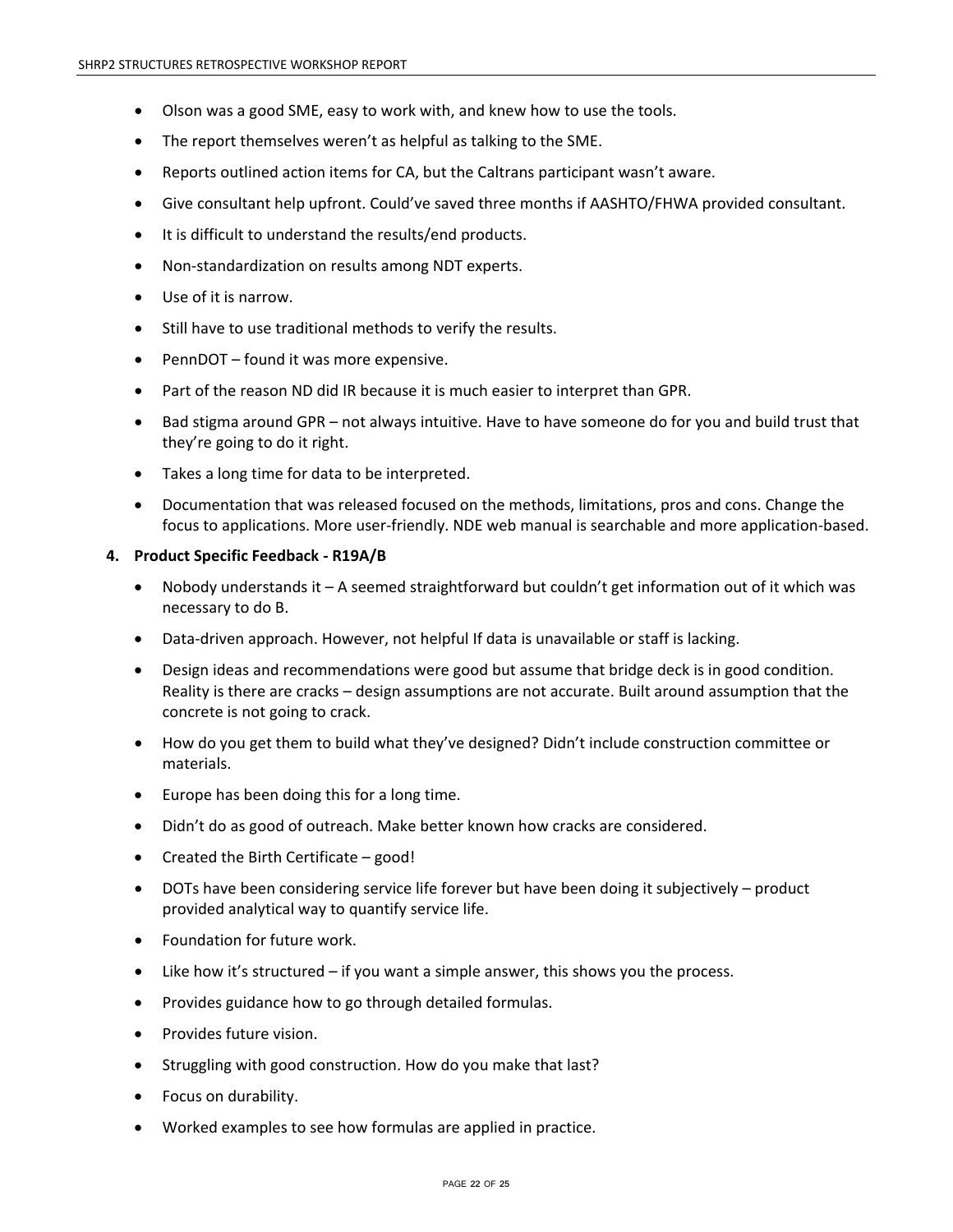- Olson was a good SME, easy to work with, and knew how to use the tools.
- The report themselves weren't as helpful as talking to the SME.
- Reports outlined action items for CA, but the Caltrans participant wasn't aware.
- Give consultant help upfront. Could've saved three months if AASHTO/FHWA provided consultant.
- It is difficult to understand the results/end products.
- Non-standardization on results among NDT experts.
- Use of it is narrow.
- Still have to use traditional methods to verify the results.
- PennDOT – found it was more expensive.
- Part of the reason ND did IR because it is much easier to interpret than GPR.
- Bad stigma around GPR – not always intuitive. Have to have someone do for you and build trust that they're going to do it right.
- Takes a long time for data to be interpreted.
- Documentation that was released focused on the methods, limitations, pros and cons. Change the focus to applications. More user-friendly. NDE web manual is searchable and more application-based.

**4. Product Specific Feedback - R19A/B**

- Nobody understands it – A seemed straightforward but couldn't get information out of it which was necessary to do B.
- Data-driven approach. However, not helpful If data is unavailable or staff is lacking.
- Design ideas and recommendations were good but assume that bridge deck is in good condition. Reality is there are cracks – design assumptions are not accurate. Built around assumption that the concrete is not going to crack.
- How do you get them to build what they've designed? Didn't include construction committee or materials.
- Europe has been doing this for a long time.
- Didn't do as good of outreach. Make better known how cracks are considered.
- Created the Birth Certificate – good!
- DOTs have been considering service life forever but have been doing it subjectively – product provided analytical way to quantify service life.
- Foundation for future work.
- Like how it's structured – if you want a simple answer, this shows you the process.
- Provides guidance how to go through detailed formulas.
- Provides future vision.
- Struggling with good construction. How do you make that last?
- Focus on durability.
- Worked examples to see how formulas are applied in practice.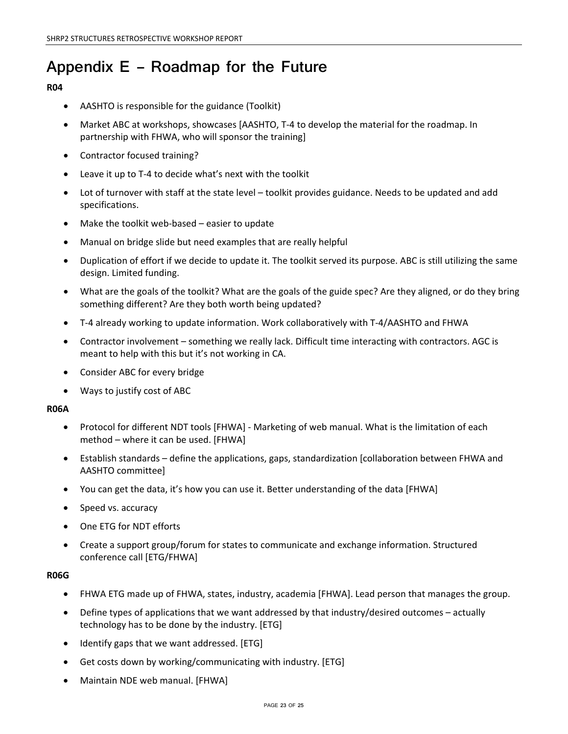# Appendix E – Roadmap for the Future

**R04**

- AASHTO is responsible for the guidance (Toolkit)
- Market ABC at workshops, showcases [AASHTO, T-4 to develop the material for the roadmap. In partnership with FHWA, who will sponsor the training]
- Contractor focused training?
- Leave it up to T-4 to decide what's next with the toolkit
- Lot of turnover with staff at the state level – toolkit provides guidance. Needs to be updated and add specifications.
- Make the toolkit web-based – easier to update
- Manual on bridge slide but need examples that are really helpful
- Duplication of effort if we decide to update it. The toolkit served its purpose. ABC is still utilizing the same design. Limited funding.
- What are the goals of the toolkit? What are the goals of the guide spec? Are they aligned, or do they bring something different? Are they both worth being updated?
- T-4 already working to update information. Work collaboratively with T-4/AASHTO and FHWA
- Contractor involvement – something we really lack. Difficult time interacting with contractors. AGC is meant to help with this but it's not working in CA.
- Consider ABC for every bridge
- Ways to justify cost of ABC

**R06A**

- Protocol for different NDT tools [FHWA] - Marketing of web manual. What is the limitation of each method – where it can be used. [FHWA]
- Establish standards – define the applications, gaps, standardization [collaboration between FHWA and AASHTO committee]
- You can get the data, it's how you can use it. Better understanding of the data [FHWA]
- Speed vs. accuracy
- One ETG for NDT efforts
- Create a support group/forum for states to communicate and exchange information. Structured conference call [ETG/FHWA]

**R06G**

- FHWA ETG made up of FHWA, states, industry, academia [FHWA]. Lead person that manages the group.
- Define types of applications that we want addressed by that industry/desired outcomes – actually technology has to be done by the industry. [ETG]
- Identify gaps that we want addressed. [ETG]
- Get costs down by working/communicating with industry. [ETG]
- Maintain NDE web manual. [FHWA]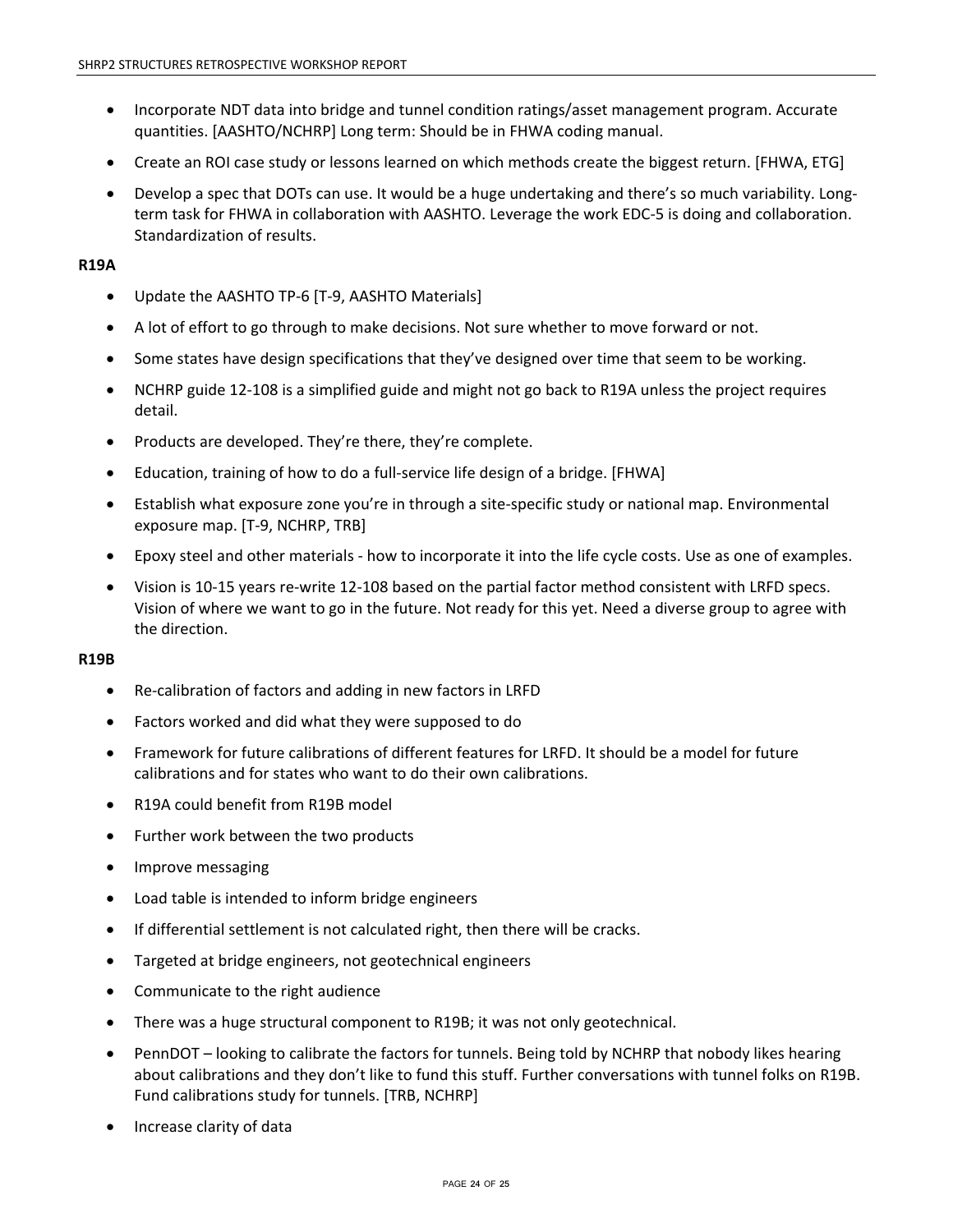- Incorporate NDT data into bridge and tunnel condition ratings/asset management program. Accurate quantities. [AASHTO/NCHRP] Long term: Should be in FHWA coding manual.
- Create an ROI case study or lessons learned on which methods create the biggest return. [FHWA, ETG]
- Develop a spec that DOTs can use. It would be a huge undertaking and there's so much variability. Long-term task for FHWA in collaboration with AASHTO. Leverage the work EDC-5 is doing and collaboration. Standardization of results.

**R19A**

- Update the AASHTO TP-6 [T-9, AASHTO Materials]
- A lot of effort to go through to make decisions. Not sure whether to move forward or not.
- Some states have design specifications that they've designed over time that seem to be working.
- NCHRP guide 12-108 is a simplified guide and might not go back to R19A unless the project requires detail.
- Products are developed. They're there, they're complete.
- Education, training of how to do a full-service life design of a bridge. [FHWA]
- Establish what exposure zone you're in through a site-specific study or national map. Environmental exposure map. [T-9, NCHRP, TRB]
- Epoxy steel and other materials - how to incorporate it into the life cycle costs. Use as one of examples.
- Vision is 10-15 years re-write 12-108 based on the partial factor method consistent with LRFD specs. Vision of where we want to go in the future. Not ready for this yet. Need a diverse group to agree with the direction.

**R19B**

- Re-calibration of factors and adding in new factors in LRFD
- Factors worked and did what they were supposed to do
- Framework for future calibrations of different features for LRFD. It should be a model for future calibrations and for states who want to do their own calibrations.
- R19A could benefit from R19B model
- Further work between the two products
- Improve messaging
- Load table is intended to inform bridge engineers
- If differential settlement is not calculated right, then there will be cracks.
- Targeted at bridge engineers, not geotechnical engineers
- Communicate to the right audience
- There was a huge structural component to R19B; it was not only geotechnical.
- PennDOT – looking to calibrate the factors for tunnels. Being told by NCHRP that nobody likes hearing about calibrations and they don't like to fund this stuff. Further conversations with tunnel folks on R19B. Fund calibrations study for tunnels. [TRB, NCHRP]
- Increase clarity of data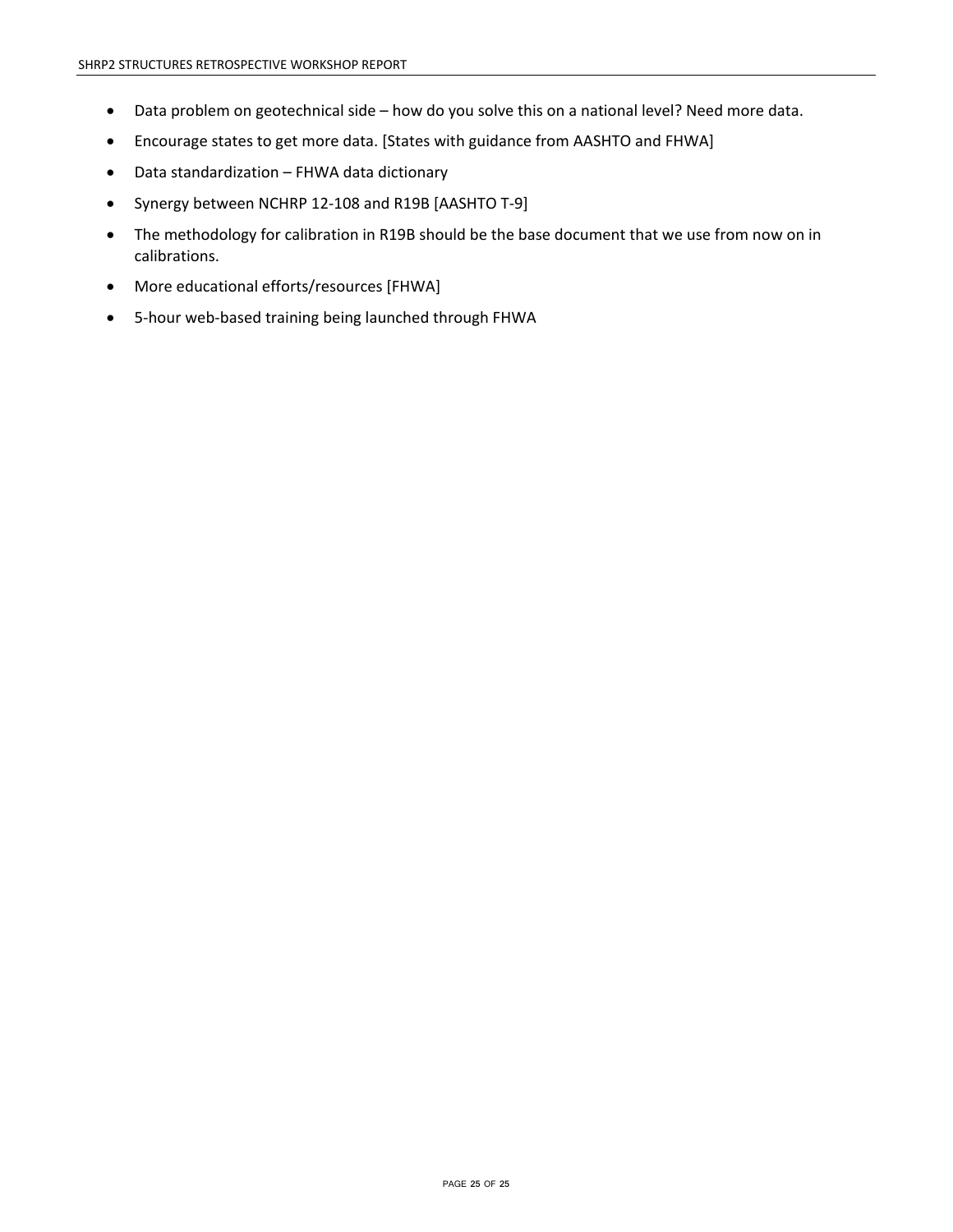- Data problem on geotechnical side – how do you solve this on a national level? Need more data.
- Encourage states to get more data. [States with guidance from AASHTO and FHWA]
- Data standardization – FHWA data dictionary
- Synergy between NCHRP 12-108 and R19B [AASHTO T-9]
- The methodology for calibration in R19B should be the base document that we use from now on in calibrations.
- More educational efforts/resources [FHWA]
- 5-hour web-based training being launched through FHWA